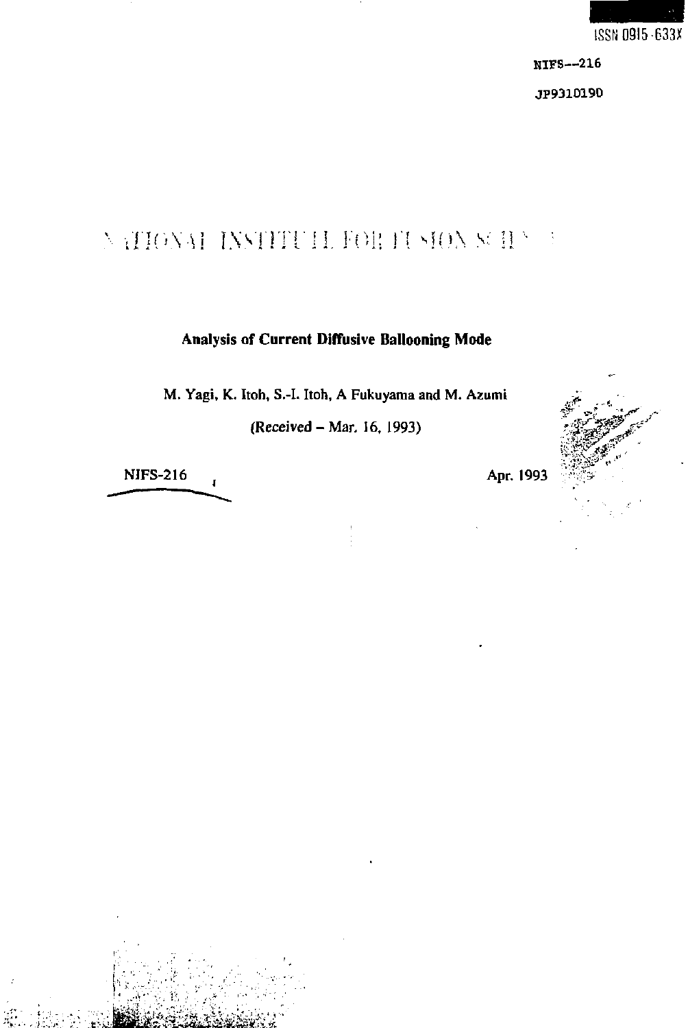ISSN 0915-633X

NIFS--216

JP9310190

NATIONAL INSTITUTE FOR FUSION SCIENCE

# Analysis of Current Diffusive Ballooning Mode

M. Yagi, K. Itoh, S.-I. Itoh, A Fukuyama and M. Azumi

(Received – Mar. 16, 1993)

NIFS-216

Apr. 1993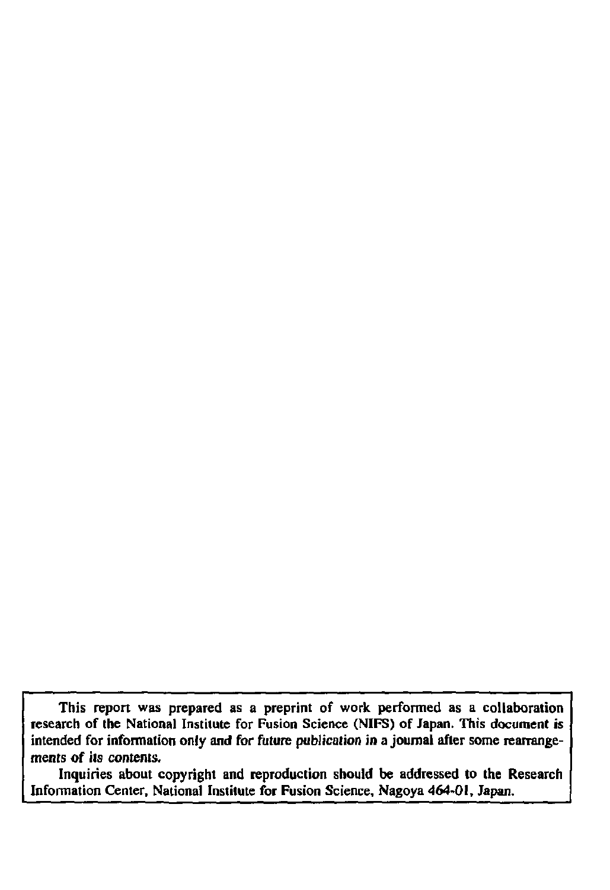This report was prepared as a preprint of work performed as a collaboration research of the National Institute for Fusion Science (NIFS) of Japan. This document is intended for information only and for future publication in a journal after some rearrangements of its contents.

Inquiries about copyright and reproduction should be addressed to the Research Information Center, National Institute for Fusion Science, Nagoya 464-01, Japan.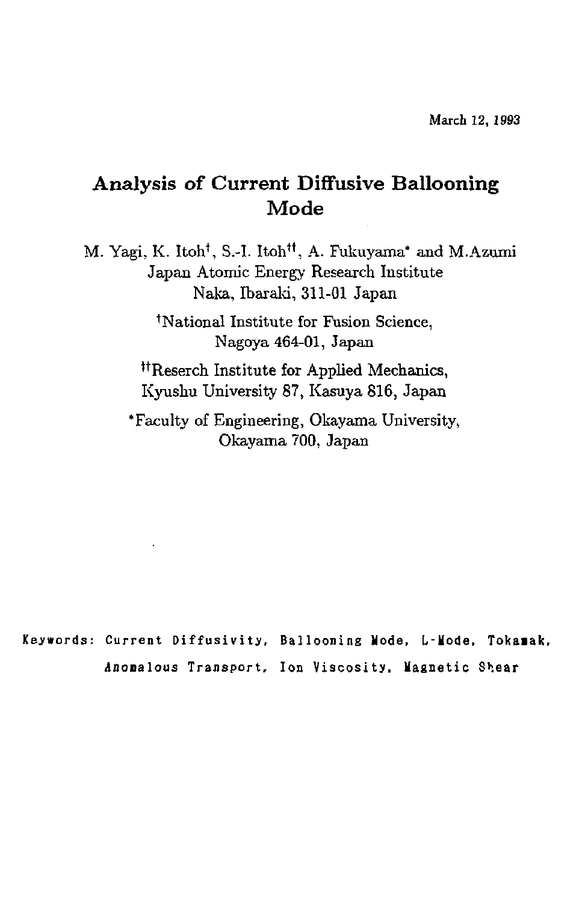March 12, 1993

# Analysis of Current Diffusive Ballooning Mode

M. Yagi, K. Itoh[†], S.-I. Itoh[††], A. Fukuyama[*] and M.Azumi
Japan Atomic Energy Research Institute
Naka, Ibaraki, 311-01 Japan

[†]National Institute for Fusion Science,
Nagoya 464-01, Japan

[††]Reserch Institute for Applied Mechanics,
Kyushu University 87, Kasuya 816, Japan

[*]Faculty of Engineering, Okayama University,
Okayama 700, Japan

Keywords: Current Diffusivity, Ballooning Mode, L-Mode, Tokamak, Anomalous Transport, Ion Viscosity, Magnetic Shear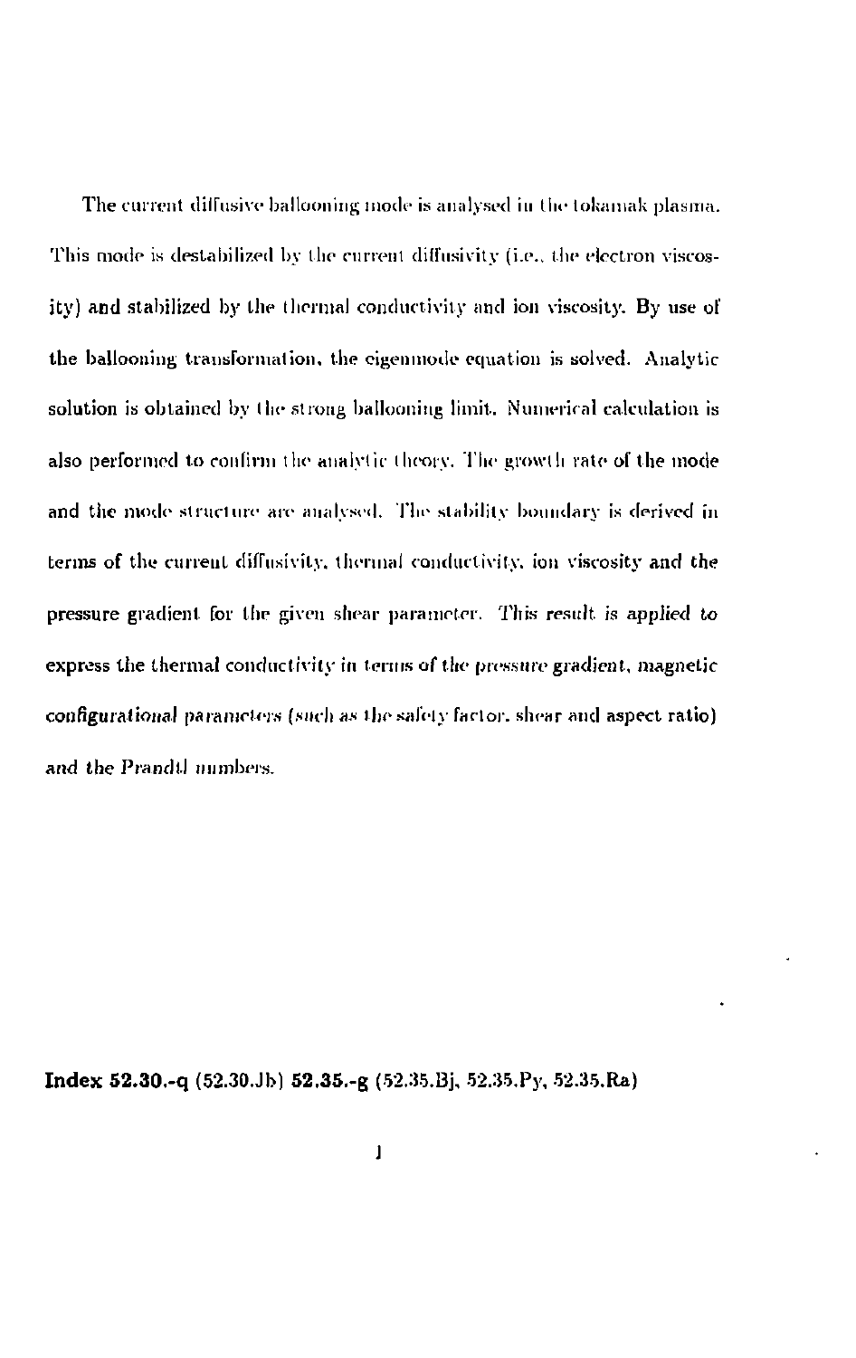The current diffusive ballooning mode is analysed in the tokamak plasma. This mode is destabilized by the current diffusivity (i.e., the electron viscosity) and stabilized by the thermal conductivity and ion viscosity. By use of the ballooning transformation, the eigenmode equation is solved. Analytic solution is obtained by the strong ballooning limit. Numerical calculation is also performed to confirm the analytic theory. The growth rate of the mode and the mode structure are analysed. The stability boundary is derived in terms of the current diffusivity, thermal conductivity, ion viscosity and the pressure gradient for the given shear parameter. This result is applied to express the thermal conductivity in terms of the pressure gradient, magnetic configurational parameters (such as the safety factor, shear and aspect ratio) and the Prandtl numbers.

**Index 52.30.-q** (52.30.Jb) **52.35.-g** (52.35.Bj, 52.35.Py, 52.35.Ra)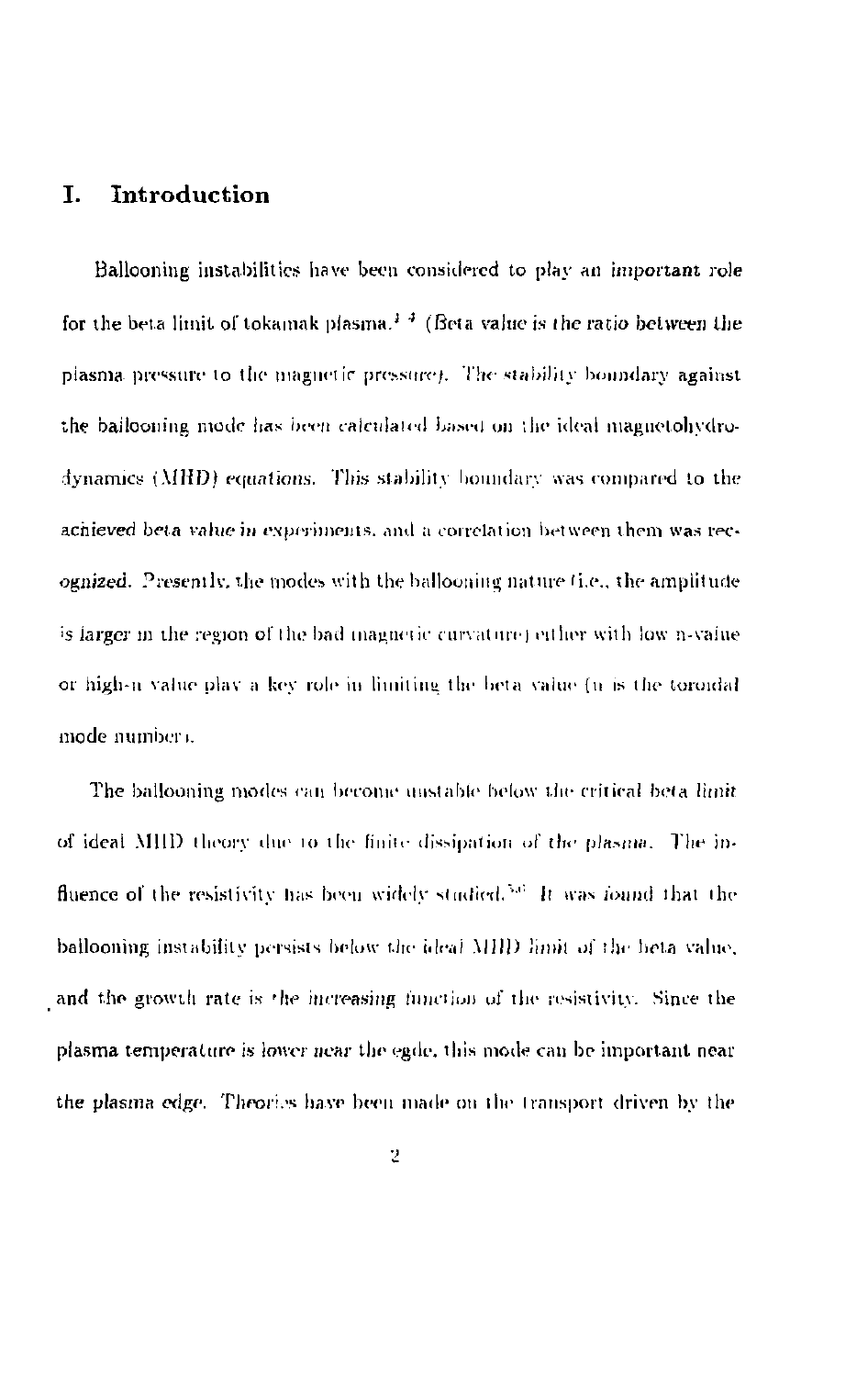## I. Introduction

Ballooning instabilities have been considered to play an important role for the beta limit of tokamak plasma.[1-4] (Beta value is the ratio between the plasma pressure to the magnetic pressure). The stability boundary against the ballooning mode has been calculated based on the ideal magnetohydrodynamics (MHD) equations. This stability boundary was compared to the achieved beta value in experiments, and a correlation between them was recognized. Presently, the modes with the ballooning nature (i.e., the amplitude is larger in the region of the bad magnetic curvature) either with low n-value or high-n value play a key role in limiting the beta value (n is the toroidal mode number).

The ballooning modes can become unstable below the critical beta limit of ideal MHD theory due to the finite dissipation of the plasma. The influence of the resistivity has been widely studied.[5,6] It was found that the ballooning instability persists below the ideal MHD limit of the beta value, and the growth rate is the increasing function of the resistivity. Since the plasma temperature is lower near the egde, this mode can be important near the plasma edge. Theories have been made on the transport driven by the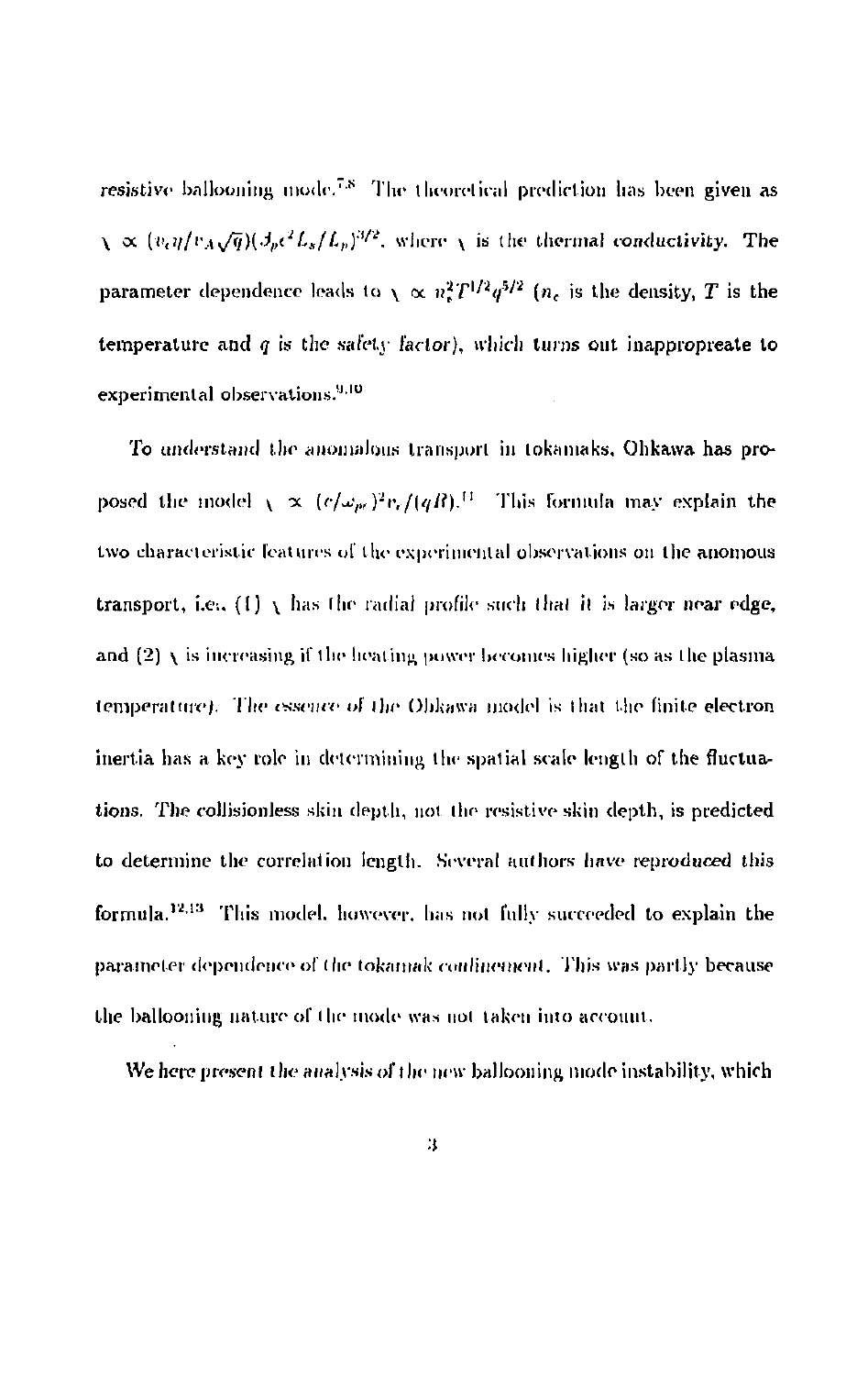resistive ballooning mode.[7,8] The theoretical prediction has been given as $\chi \propto (v_A \eta / v_A \sqrt{q})(\beta_p c^2 L_s / L_p)^{3/2}$, where $\chi$ is the thermal conductivity. The parameter dependence leads to $\chi \propto n_e^2 T^{1/2} q^{5/2}$ ($n_e$ is the density, $T$ is the temperature and $q$ is the safety factor), which turns out inappropreate to experimental observations.[9,10]

To understand the anomalous transport in tokamaks, Ohkawa has proposed the model $\chi \propto (c/\omega_{pe})^2 v_e/(qR)$.[11] This formula may explain the two characteristic features of the experimental observations on the anomous transport, i.e., (1) $\chi$ has the radial profile such that it is larger near edge, and (2) $\chi$ is increasing if the heating power becomes higher (so as the plasma temperature). The essence of the Ohkawa model is that the finite electron inertia has a key role in determining the spatial scale length of the fluctuations. The collisionless skin depth, not the resistive skin depth, is predicted to determine the correlation length. Several authors have reproduced this formula.[12,13] This model, however, has not fully succeeded to explain the parameter dependence of the tokamak confinement. This was partly because the ballooning nature of the mode was not taken into account.

We here present the analysis of the new ballooning mode instability, which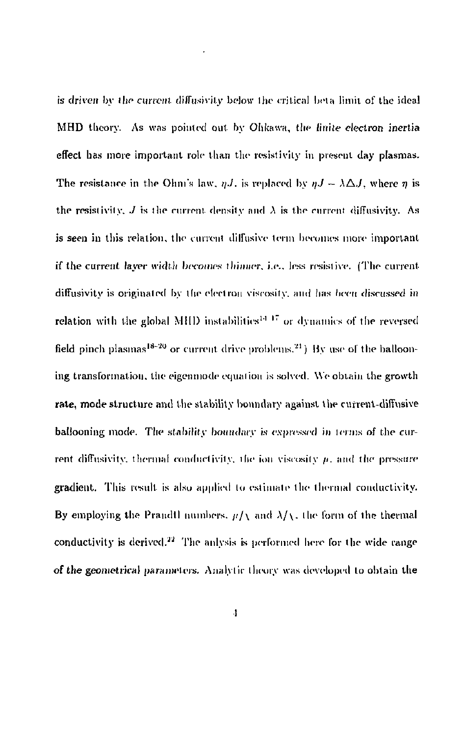is driven by the current diffusivity below the critical beta limit of the ideal MHD theory. As was pointed out by Ohkawa, the finite electron inertia effect has more important role than the resistivity in present day plasmas. The resistance in the Ohm's law, $\eta J$, is replaced by $\eta J - \lambda \Delta J$, where $\eta$ is the resistivity, $J$ is the current density and $\lambda$ is the current diffusivity. As is seen in this relation, the current diffusive term becomes more important if the current layer width becomes thinner, i.e., less resistive. (The current diffusivity is originated by the electron viscosity, and has been discussed in relation with the global MHD instabilities[14-17] or dynamics of the reversed field pinch plasmas[18-20] or current drive problems.[21]) By use of the ballooning transformation, the eigenmode equation is solved. We obtain the growth rate, mode structure and the stability boundary against the current-diffusive ballooning mode. The stability boundary is expressed in terms of the current diffusivity, thermal conductivity, the ion viscosity $\mu$, and the pressure gradient. This result is also applied to estimate the thermal conductivity. By employing the Prandtl numbers, $\mu/\chi$ and $\lambda/\chi$, the form of the thermal conductivity is derived.[22] The anlysis is performed here for the wide range of the geometrical parameters. Analytic theory was developed to obtain the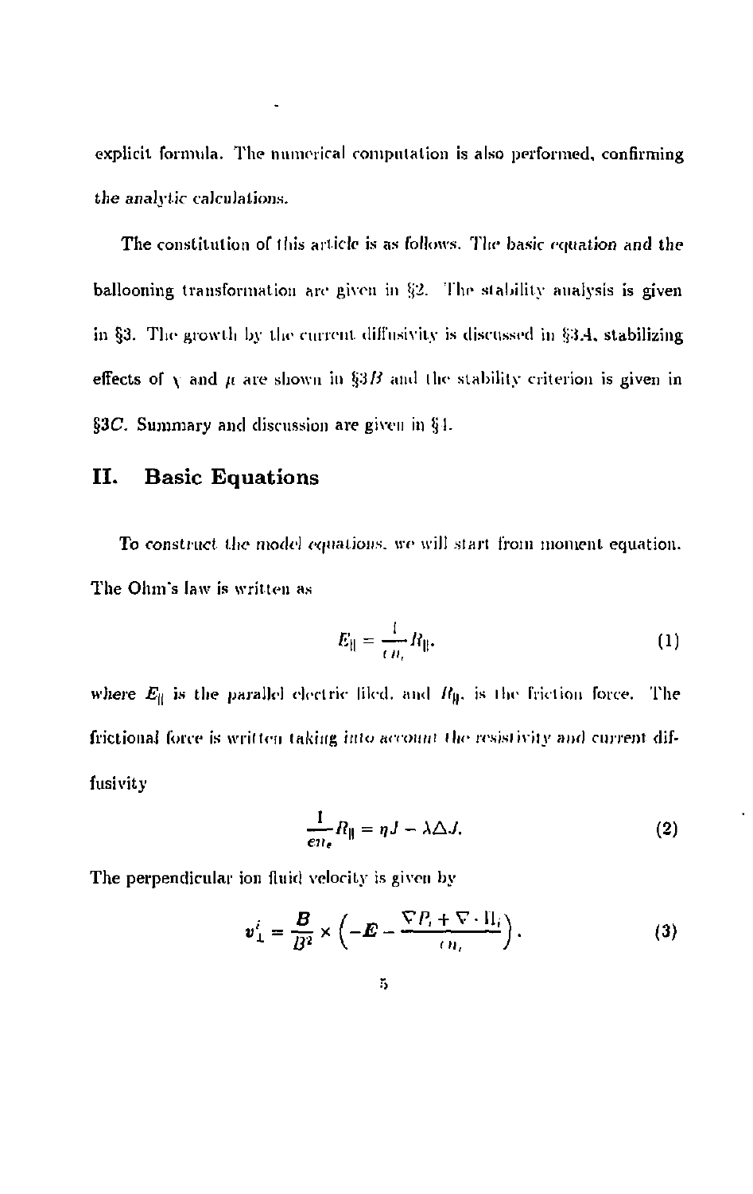explicit formula. The numerical computation is also performed, confirming the analytic calculations.

The constitution of this article is as follows. The basic equation and the ballooning transformation are given in §2. The stability analysis is given in §3. The growth by the current diffusivity is discussed in §3A, stabilizing effects of $\chi$ and $\mu$ are shown in §3B and the stability criterion is given in §3C. Summary and discussion are given in §4.

## II. Basic Equations

To construct the model equations, we will start from moment equation. The Ohm's law is written as

$$E_{\parallel} = \frac{1}{en_e} R_{\parallel}, \tag{1}$$

where $E_{\parallel}$ is the parallel electric filed, and $R_{\parallel}$, is the friction force. The frictional force is written taking into account the resistivity and current diffusivity

$$\frac{1}{en_e} R_{\parallel} = \eta J - \lambda \Delta J. \tag{2}$$

The perpendicular ion fluid velocity is given by

$$\boldsymbol{v}_{\perp}^{i} = \frac{\boldsymbol{B}}{B^2} \times \left( -\boldsymbol{E} - \frac{\nabla P_i + \nabla \cdot \Pi_i}{en_i} \right). \tag{3}$$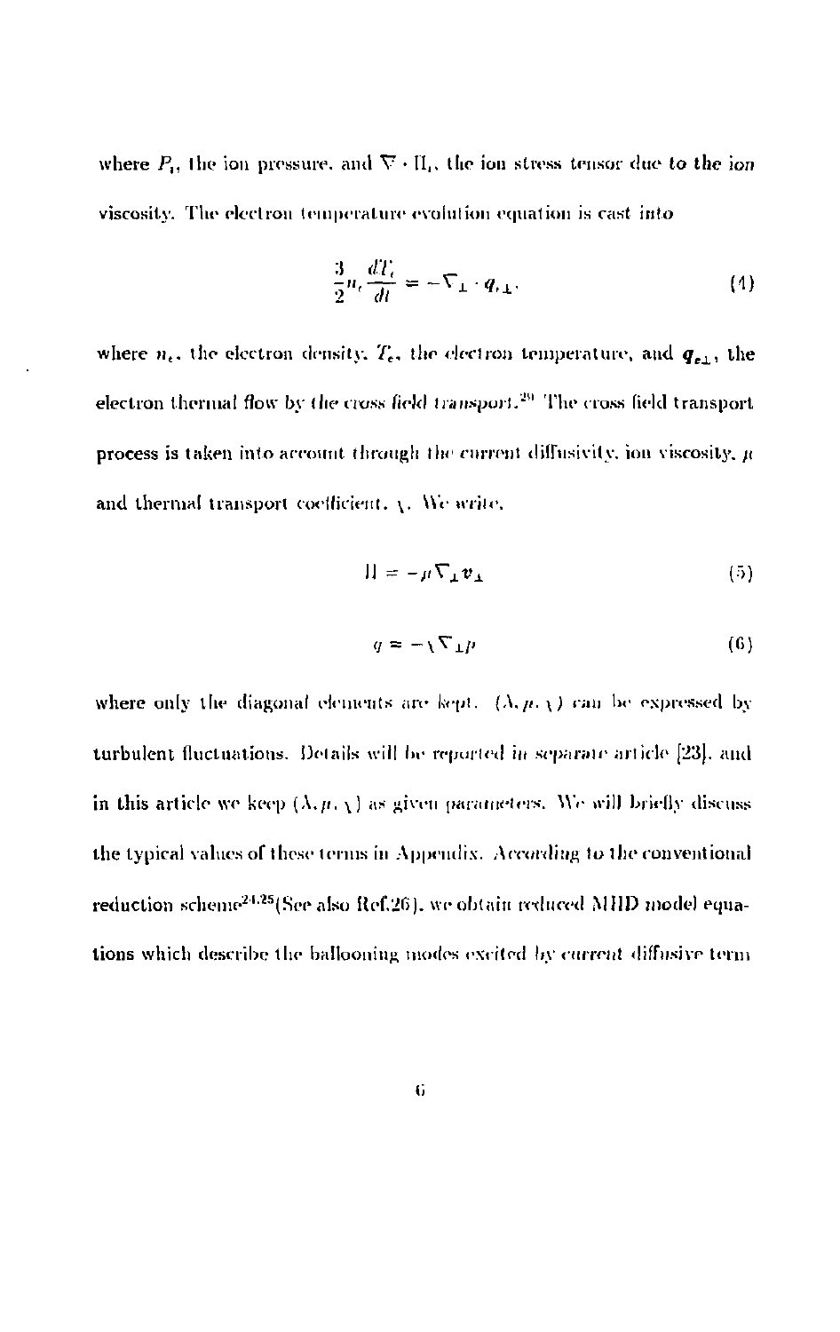where $P_i$, the ion pressure, and $\nabla \cdot \Pi_i$, the ion stress tensor due to the ion viscosity. The electron temperature evolution equation is cast into

$$\frac{3}{2} n_e \frac{dT_e}{dt} = -\nabla_\perp \cdot \boldsymbol{q}_{e\perp}, \tag{4}$$

where $n_e$, the electron density, $T_e$, the electron temperature, and $\boldsymbol{q}_{e\perp}$, the electron thermal flow by *the cross field transport*.[20] The cross field transport process is taken into account through the current diffusivity, ion viscosity, $\mu$ and thermal transport coefficient, $\chi$. We write,

$$\Pi = -\mu \nabla_\perp \boldsymbol{v}_\perp \tag{5}$$

$$q = -\chi \nabla_\perp p \tag{6}$$

where only the diagonal elements are *kept*. $(\lambda, \mu, \chi)$ can be expressed by turbulent fluctuations. Details will be reported *in separate* article [23], and in this article we keep $(\lambda, \mu, \chi)$ as given *parameters*. We will briefly discuss the typical values of these terms in Appendix. *According* to the conventional reduction scheme[24,25](See also Ref.26), we obtain reduced MHD model equations which describe the ballooning modes excited *by current* diffusive term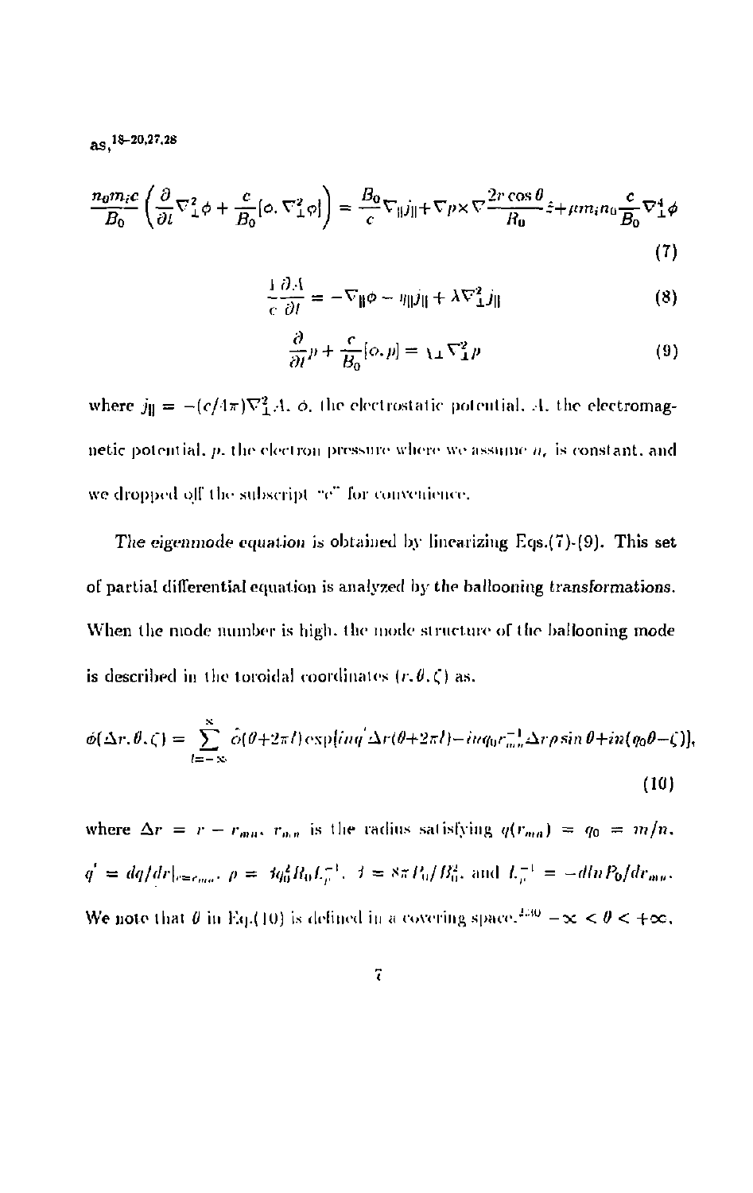as,[18-20,27,28]

$$\frac{n_0 m_i c}{B_0}\left(\frac{\partial}{\partial t}\nabla_\perp^2\phi + \frac{c}{B_0}[\phi, \nabla_\perp^2\phi]\right) = \frac{B_0}{c}\nabla_\parallel j_\parallel + \nabla p \times \nabla\frac{2r\cos\theta}{R_0}\hat{z} + \mu m_i n_0 \frac{c}{B_0}\nabla_\perp^4\phi \tag{7}$$

$$\frac{1}{c}\frac{\partial A}{\partial t} = -\nabla_\parallel \phi - \eta_\parallel j_\parallel + \lambda \nabla_\perp^2 j_\parallel \tag{8}$$

$$\frac{\partial}{\partial t}p + \frac{c}{B_0}[\phi, p] = \chi_\perp \nabla_\perp^2 p \tag{9}$$

where $j_\parallel = -(c/4\pi)\nabla_\perp^2 A$, $\phi$, the electrostatic potential, $A$, the electromagnetic potential, $p$, the electron pressure where we assume $n_e$ is constant, and we dropped off the subscript "e" for convenience.

*The eigenmode equation* is obtained by linearizing Eqs.(7)-(9). This set of partial differential equation is analyzed by the ballooning transformations. When the mode number is high, the mode structure of the ballooning mode is described in the toroidal coordinates $(r, \theta, \zeta)$ as,

$$\phi(\Delta r, \theta, \zeta) = \sum_{l=-\infty}^{\infty} \hat{\phi}(\theta + 2\pi l)\exp[inq'\Delta r(\theta + 2\pi l) - inq_0 r_{mn}^{-1}\Delta r \rho \sin\theta + in(q_0\theta - \zeta)], \tag{10}$$

where $\Delta r = r - r_{mn}$, $r_{mn}$ is the radius satisfying $q(r_{mn}) = q_0 = m/n$, $q' = dq/dr|_{r=r_{mn}}$, $\rho = \beta q_0^2 R_0 L_p^{-1}$, $\beta = 8\pi P_0/B_0^2$, and $L_p^{-1} = -d\ln P_0/dr_{mn}$. We note that $\theta$ in Eq.(10) is defined in a covering space,[4,30] $-\infty < \theta < +\infty$.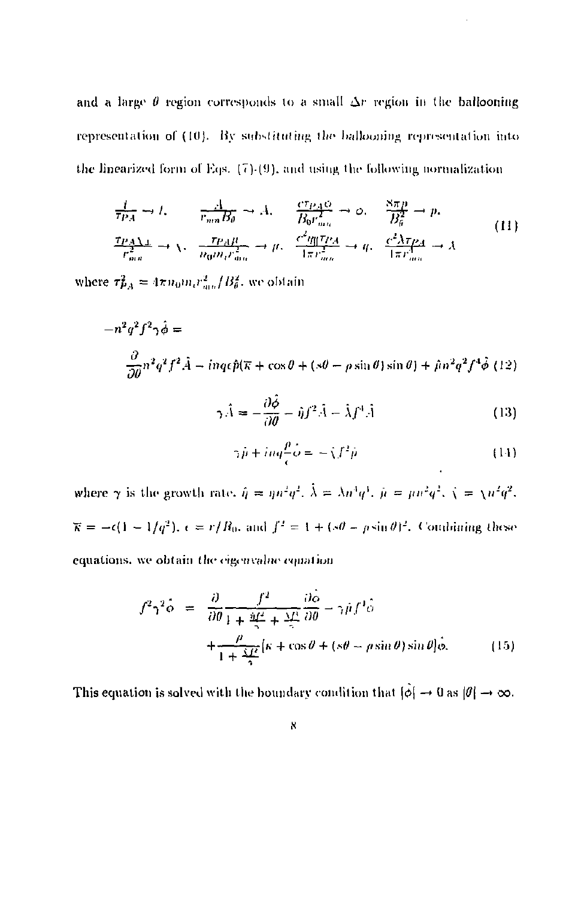and a large $\theta$ region corresponds to a small $\Delta r$ region in the ballooning representation of (10). By substituting the ballooning representation into the linearized form of Eqs. (7)-(9), and using the following normalization

$$
\begin{array}{llll}
\dfrac{t}{\tau_{PA}} \to t, & \dfrac{A}{r_{mn}B_0} \to A, & \dfrac{c\tau_{PA}\phi}{B_0 r_{mn}^2} \to \phi, & \dfrac{8\pi p}{B_0^2} \to p, \\
\dfrac{\tau_{PA}\chi_\perp}{r_{mn}^2} \to \chi, & \dfrac{\tau_{PA}\mu}{n_0 m_i r_{mn}^2} \to \mu, & \dfrac{c^2\eta_\parallel \tau_{PA}}{4\pi r_{mn}^2} \to \eta, & \dfrac{c^2\lambda\tau_{PA}}{4\pi r_{mn}^4} \to \lambda
\end{array}
\tag{11}
$$

where $\tau_{PA}^2 = 4\pi n_0 m_i r_{mn}^2/B_0^2$, we obtain

$$
-n^2q^2f^2\gamma\hat{\phi} = \frac{\partial}{\partial\theta}n^2q^2f^2\hat{A} - inq\epsilon\hat{p}(\overline{\kappa} + \cos\theta + (s\theta - \rho\sin\theta)\sin\theta) + \hat{\mu}n^2q^2f^4\hat{\phi} \tag{12}
$$

$$
\gamma\hat{A} = -\frac{\partial\hat{\phi}}{\partial\theta} - \hat{\eta}f^2\hat{A} - \hat{\lambda}f^4\hat{A} \tag{13}
$$

$$
\gamma\hat{p} + inq\frac{\rho}{\epsilon}\hat{\phi} = -\hat{\chi}f^2\hat{p} \tag{14}
$$

where $\gamma$ is the growth rate, $\hat{\eta} = \eta n^2q^2$, $\hat{\lambda} = \lambda n^4q^4$, $\hat{\mu} = \mu n^2q^2$, $\hat{\chi} = \chi n^2q^2$, $\overline{\kappa} = -\epsilon(1 - 1/q^2)$, $\epsilon = r/R_0$, and $f^2 = 1 + (s\theta - \rho\sin\theta)^2$. Combining these equations, we obtain the eigenvalue equation

$$
\begin{aligned}
f^2\gamma^2\hat{\phi} &= \frac{\partial}{\partial\theta}\frac{f^2}{1 + \frac{\hat{\eta}f^2}{\gamma} + \frac{\hat{\lambda}f^4}{\gamma}}\frac{\partial\hat{\phi}}{\partial\theta} - \gamma\hat{\mu}f^4\hat{\phi} \\
&+ \frac{\rho}{1 + \frac{\hat{\chi}f^2}{\gamma}}[\kappa + \cos\theta + (s\theta - \rho\sin\theta)\sin\theta]\hat{\phi}.
\end{aligned}
\tag{15}
$$

This equation is solved with the boundary condition that $|\hat{\phi}| \to 0$ as $|\theta| \to \infty$.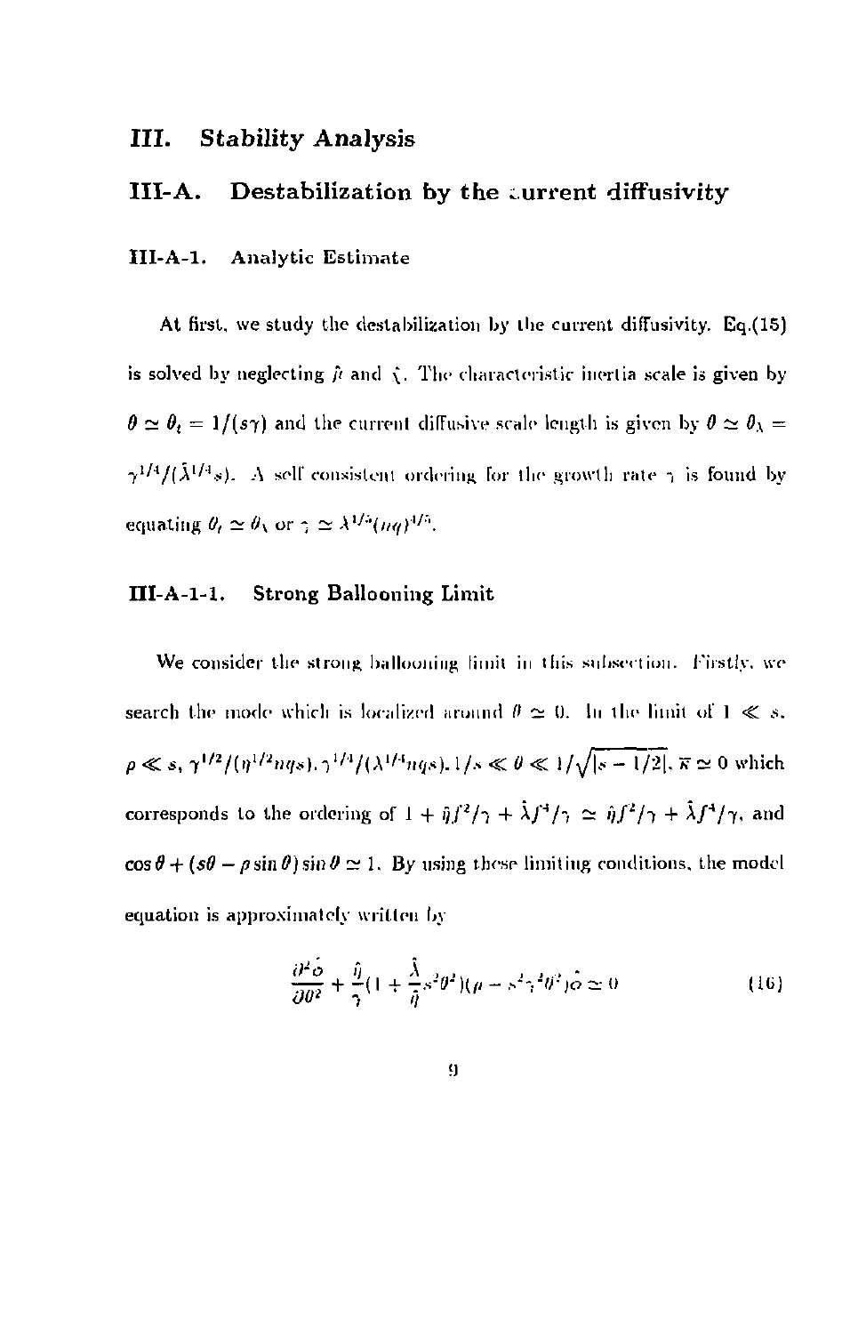# III. Stability Analysis

## III-A. Destabilization by the current diffusivity

### III-A-1. Analytic Estimate

At first, we study the destabilization by the current diffusivity. Eq.(15) is solved by neglecting $\hat{\mu}$ and $\hat{\chi}$. The characteristic inertia scale is given by $\theta \simeq \theta_t = 1/(s\gamma)$ and the current diffusive scale length is given by $\theta \simeq \theta_\lambda = \gamma^{1/4}/(\hat{\lambda}^{1/4}s)$. A self consistent ordering for the growth rate $\gamma$ is found by equating $\theta_t \simeq \theta_\lambda$ or $\gamma \simeq \lambda^{1/5}(nq)^{4/5}$.

### III-A-1-1. Strong Ballooning Limit

We consider the strong ballooning limit in this subsection. Firstly, we search the mode which is localized around $\theta \simeq 0$. In the limit of $1 \ll s$, $\rho \ll s$, $\gamma^{1/2}/(\eta^{1/2}nqs)$, $\gamma^{1/4}/(\lambda^{1/4}nqs)$, $1/s \ll \theta \ll 1/\sqrt{|s-1/2|}$, $\bar{\kappa} \simeq 0$ which corresponds to the ordering of $1 + \hat{\eta}f^2/\gamma + \hat{\lambda}f^4/\gamma \simeq \hat{\eta}f^2/\gamma + \hat{\lambda}f^4/\gamma$, and $\cos\theta + (s\theta - \rho\sin\theta)\sin\theta \simeq 1$. By using these limiting conditions, the model equation is approximately written by

$$\frac{\partial^2 \hat{\phi}}{\partial \theta^2} + \frac{\hat{\eta}}{\gamma}(1 + \frac{\hat{\lambda}}{\hat{\eta}}s^2\theta^2)(\rho - s^2\gamma^2\theta^2)\hat{\phi} \simeq 0 \tag{16}$$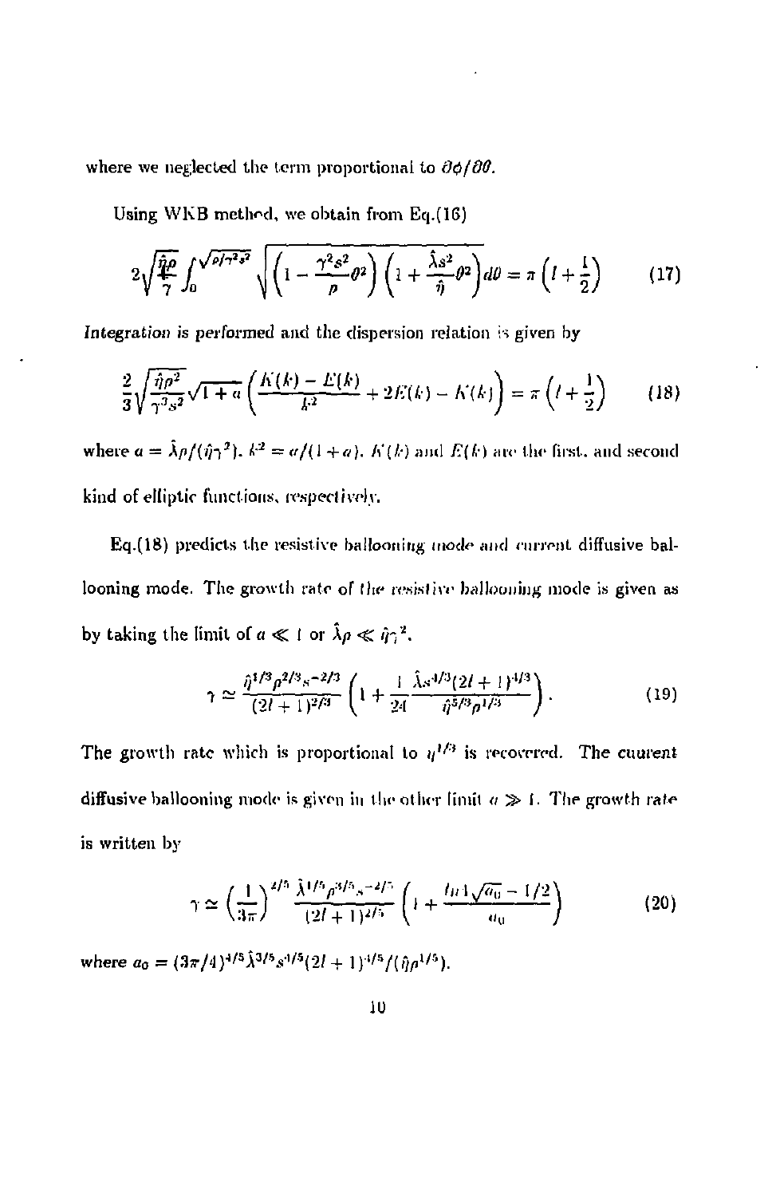where we neglected the term proportional to $\partial\phi/\partial\theta$.

Using WKB method, we obtain from Eq.(16)

$$2\sqrt{\frac{\hat{\eta}\rho}{\gamma}}\int_0^{\sqrt{\rho/\gamma^2 s^2}}\sqrt{\left(1-\frac{\gamma^2 s^2}{\rho}\theta^2\right)\left(1+\frac{\hat{\lambda}s^2}{\hat{\eta}}\theta^2\right)}d\theta = \pi\left(l+\frac{1}{2}\right) \tag{17}$$

*Integration* is performed and the dispersion relation is given by

$$\frac{2}{3}\sqrt{\frac{\hat{\eta}\rho^2}{\gamma^3 s^2}}\sqrt{1+a}\left(\frac{K(k)-E(k)}{k^2}+2E(k)-K(k)\right) = \pi\left(l+\frac{1}{2}\right) \tag{18}$$

where $a = \hat{\lambda}\rho/(\hat{\eta}\gamma^2)$, $k^2 = a/(1+a)$. $K(k)$ and $E(k)$ are the first, and second kind of elliptic functions, respectively.

Eq.(18) predicts the resistive ballooning mode and current diffusive ballooning mode. The growth rate of the resistive ballooning mode is given as by taking the limit of $a \ll 1$ or $\hat{\lambda}\rho \ll \hat{\eta}\gamma^2$.

$$\gamma \simeq \frac{\hat{\eta}^{1/3}\rho^{2/3}s^{-2/3}}{(2l+1)^{2/3}}\left(1+\frac{1}{24}\frac{\hat{\lambda}s^{4/3}(2l+1)^{4/3}}{\hat{\eta}^{5/3}\rho^{1/3}}\right). \tag{19}$$

The growth rate which is proportional to $\eta^{1/3}$ is recovered. The cuurent diffusive ballooning mode is given in the other limit $a \gg 1$. The growth rate is written by

$$\gamma \simeq \left(\frac{1}{3\pi}\right)^{2/5}\frac{\hat{\lambda}^{1/5}\rho^{3/5}s^{-2/5}}{(2l+1)^{2/5}}\left(1+\frac{\ln 4\sqrt{a_0}-1/2}{a_0}\right) \tag{20}$$

where $a_0 = (3\pi/4)^{4/5}\hat{\lambda}^{3/5}s^{4/5}(2l+1)^{4/5}/(\hat{\eta}\rho^{1/5})$.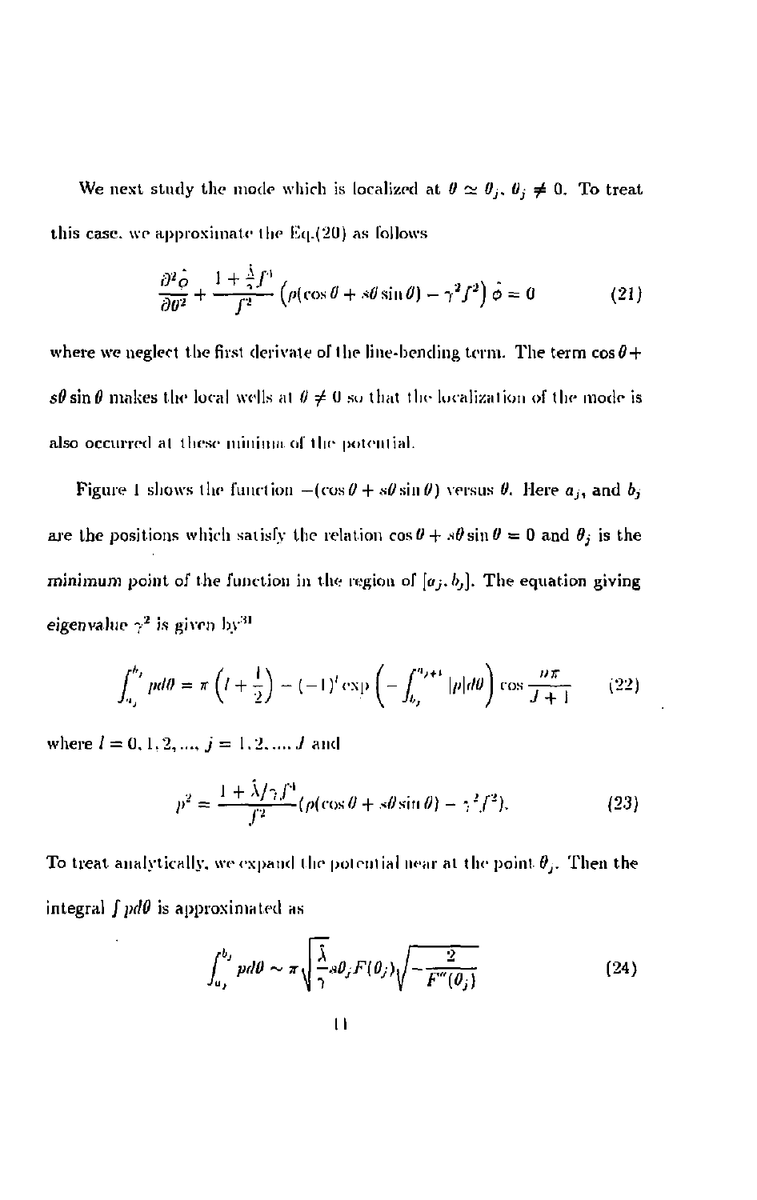We next study the mode which is localized at $\theta \simeq \theta_j$, $\theta_j \neq 0$. To treat this case, we approximate the Eq.(20) as follows

$$\frac{\partial^2 \hat{\phi}}{\partial \theta^2} + \frac{1 + \frac{\hat{\lambda}}{\gamma} f^4}{f^2} \left( \rho(\cos\theta + s\theta \sin\theta) - \gamma^2 f^2 \right) \hat{\phi} = 0 \qquad (21)$$

where we neglect the first derivate of the line-bending term. The term $\cos\theta + s\theta\sin\theta$ makes the local wells at $\theta \neq 0$ so that the localization of the mode is also occurred at these minima of the potential.

Figure 1 shows the function $-(\cos\theta + s\theta\sin\theta)$ versus $\theta$. Here $a_j$, and $b_j$ are the positions which satisfy the relation $\cos\theta + s\theta\sin\theta = 0$ and $\theta_j$ is the *minimum* point of the function in the region of $[a_j, b_j]$. The equation giving eigenvalue $\gamma^2$ is given by[3]

$$\int_{a_j}^{b_j} p d\theta = \pi \left( l + \frac{1}{2} \right) - (-1)^l \exp\left( - \int_{b_j}^{a_{j+1}} |p| d\theta \right) \cos \frac{n\pi}{J+1} \qquad (22)$$

where $l = 0, 1, 2, ...,$ $j = 1, 2, ..., J$ and

$$p^2 = \frac{1 + \hat{\lambda}/\gamma f^4}{f^2} (\rho(\cos\theta + s\theta\sin\theta) - \gamma^2 f^2). \qquad (23)$$

To treat analytically, we expand the potential near at the point $\theta_j$. Then the integral $\int p d\theta$ is approximated as

$$\int_{a_j}^{b_j} p d\theta \sim \pi \sqrt{\frac{\hat{\lambda}}{\gamma} s\theta_j F(\theta_j)} \sqrt{-\frac{2}{F''(\theta_j)}} \qquad (24)$$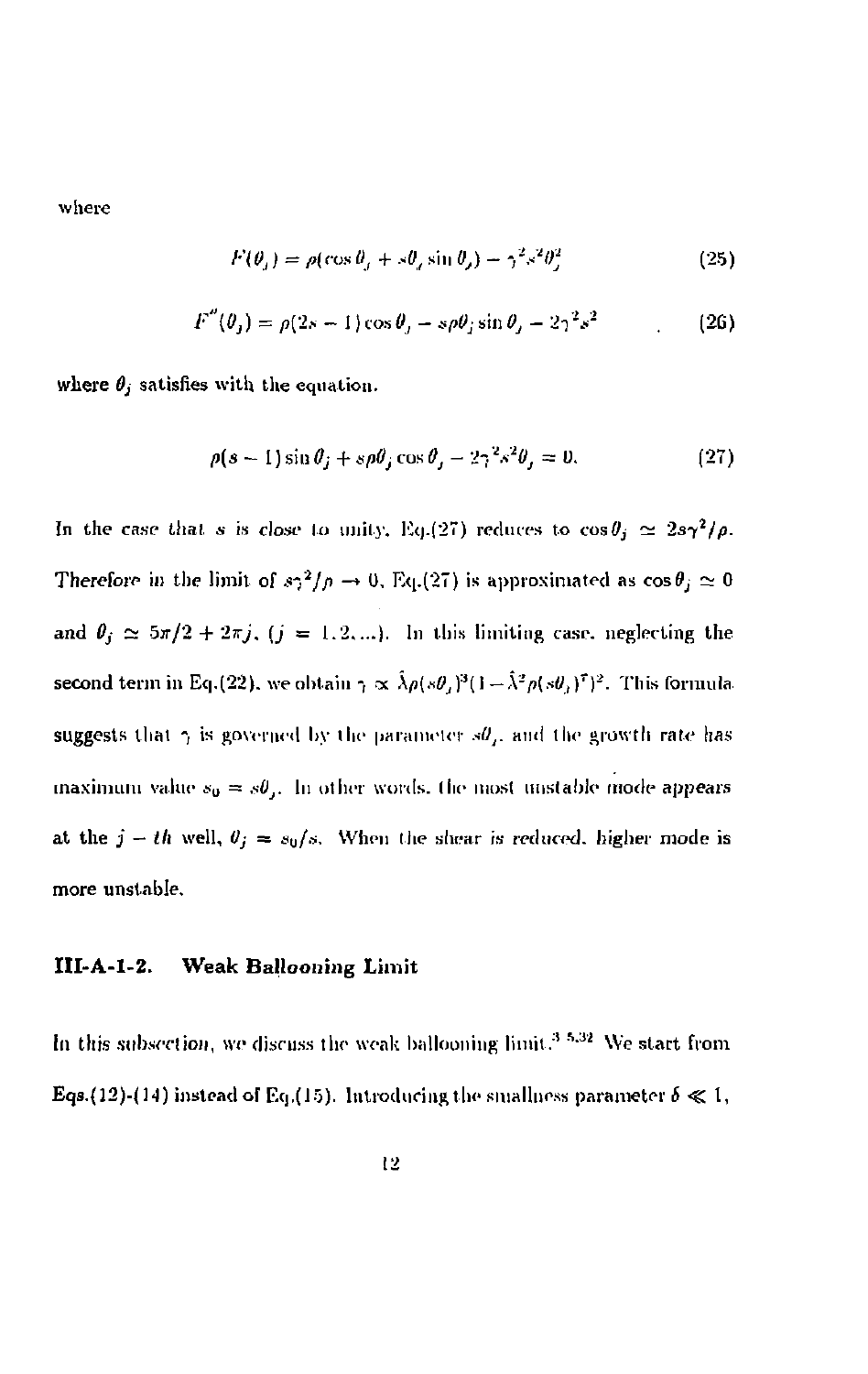where

$$F(\theta_j) = \rho(\cos\theta_j + s\theta_j \sin\theta_j) - \gamma^2 s^2 \theta_j^2 \tag{25}$$

$$F''(\theta_j) = \rho(2s-1)\cos\theta_j - s\rho\theta_j \sin\theta_j - 2\gamma^2 s^2 \tag{26}$$

where $\theta_j$ satisfies with the equation.

$$\rho(s-1)\sin\theta_j + s\rho\theta_j \cos\theta_j - 2\gamma^2 s^2 \theta_j = 0. \tag{27}$$

In the case that $s$ is close to unity, Eq.(27) reduces to $\cos\theta_j \simeq 2s\gamma^2/\rho$. Therefore in the limit of $s\gamma^2/\rho \to 0$, Eq.(27) is approximated as $\cos\theta_j \simeq 0$ and $\theta_j \simeq 5\pi/2 + 2\pi j$, $(j = 1, 2, \ldots)$. In this limiting case, neglecting the second term in Eq.(22), we obtain $\gamma \propto \hat{\lambda}\rho(s\theta_j)^3(1 - \hat{\lambda}^2\rho(s\theta_j)^7)^2$. This formula suggests that $\gamma$ is governed by the parameter $s\theta_j$, and the growth rate has maximum value $s_0 = s\theta_j$. In other words, the most unstable mode appears at the $j-th$ well, $\theta_j = s_0/s$. When the shear is reduced, higher mode is more unstable.

### III-A-1-2. Weak Ballooning Limit

In this subsection, we discuss the weak ballooning limit.[3,5,32] We start from Eqs.(12)-(14) instead of Eq.(15). Introducing the smallness parameter $\delta \ll 1$,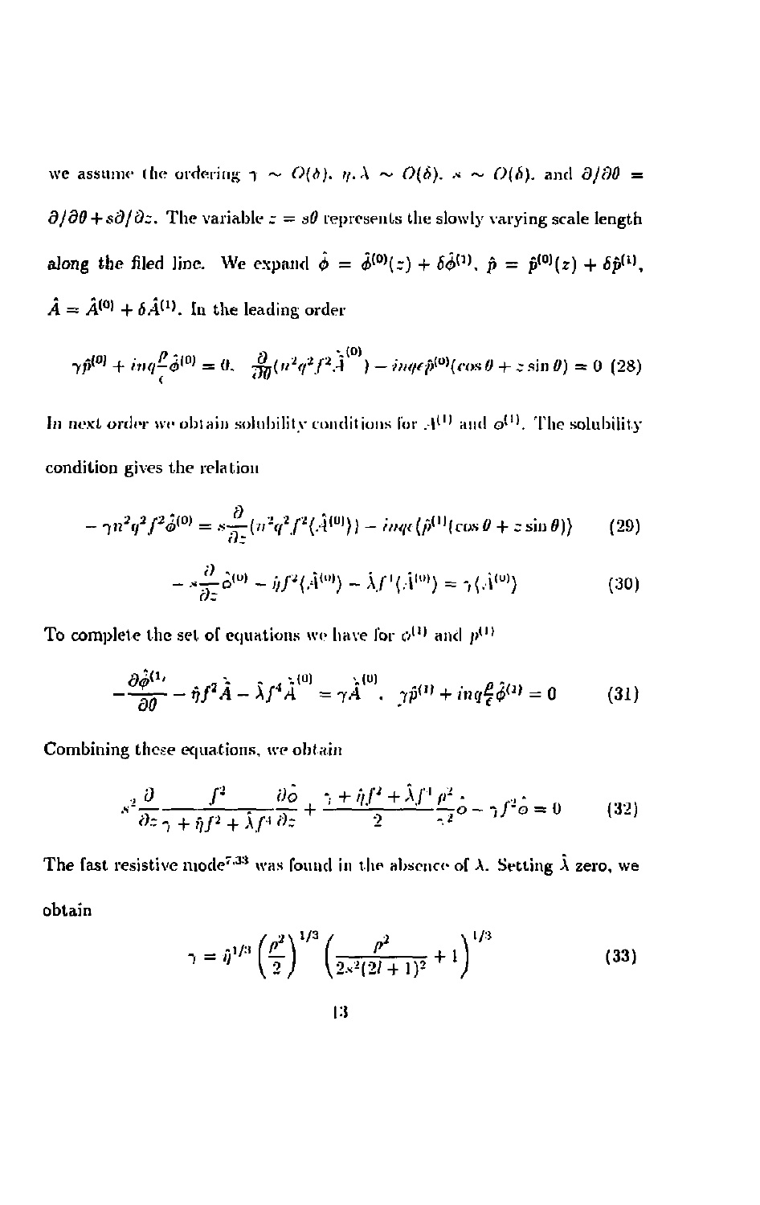we assume the ordering $\gamma \sim O(\delta)$, $\eta, \lambda \sim O(\delta)$, $s \sim O(\delta)$, and $\partial/\partial\theta = \partial/\partial\theta + s\partial/\partial z$. The variable $z = s\theta$ represents the slowly varying scale length along the filed line. We expand $\hat{\phi} = \hat{\phi}^{(0)}(z) + \delta\hat{\phi}^{(1)}$, $\hat{p} = \hat{p}^{(0)}(z) + \delta\hat{p}^{(1)}$, $\hat{A} = \hat{A}^{(0)} + \delta\hat{A}^{(1)}$. In the leading order

$$\gamma\hat{p}^{(0)} + inq\frac{\rho}{\epsilon}\hat{\phi}^{(0)} = 0, \quad \frac{\partial}{\partial\theta}(n^2q^2f^2\hat{A}^{(0)}) - inq\epsilon\hat{p}^{(0)}(\cos\theta + z\sin\theta) = 0 \quad (28)$$

In next order we obtain solubility conditions for $A^{(1)}$ and $\phi^{(1)}$. The solubility condition gives the relation

$$-\gamma n^2q^2f^2\hat{\phi}^{(0)} = s\frac{\partial}{\partial z}(n^2q^2f^2\langle\hat{A}^{(0)}\rangle) - inq\epsilon\langle\hat{p}^{(1)}(\cos\theta + z\sin\theta)\rangle \quad (29)$$

$$-s\frac{\partial}{\partial z}\hat{\phi}^{(0)} - \hat{\eta}f^2\langle\hat{A}^{(0)}\rangle - \hat{\lambda}f^4\langle\hat{A}^{(0)}\rangle = \gamma\langle\hat{A}^{(0)}\rangle \quad (30)$$

To complete the set of equations we have for $\phi^{(1)}$ and $p^{(1)}$

$$-\frac{\partial\hat{\phi}^{(1)}}{\partial\theta} - \hat{\eta}f^2\hat{A} - \hat{\lambda}f^4\hat{A}^{(0)} = \gamma\hat{A}^{(0)}, \quad \gamma\hat{p}^{(1)} + inq\frac{\rho}{\epsilon}\hat{\phi}^{(1)} = 0 \quad (31)$$

Combining these equations, we obtain

$$s^2\frac{\partial}{\partial z}\frac{f^2}{\gamma + \hat{\eta}f^2 + \hat{\lambda}f^4}\frac{\partial\hat{\phi}}{\partial z} + \frac{\gamma + \hat{\eta}f^2 + \hat{\lambda}f^4}{2}\frac{\rho^2}{\gamma^2}\hat{\phi} - \gamma f^2\hat{\phi} = 0 \quad (32)$$

The fast resistive mode[7,33] was found in the absence of $\lambda$. Setting $\hat{\lambda}$ zero, we obtain

$$\gamma = \hat{\eta}^{1/3}\left(\frac{\rho^2}{2}\right)^{1/3}\left(\frac{\rho^2}{2s^2(2l+1)^2} + 1\right)^{1/3} \quad (33)$$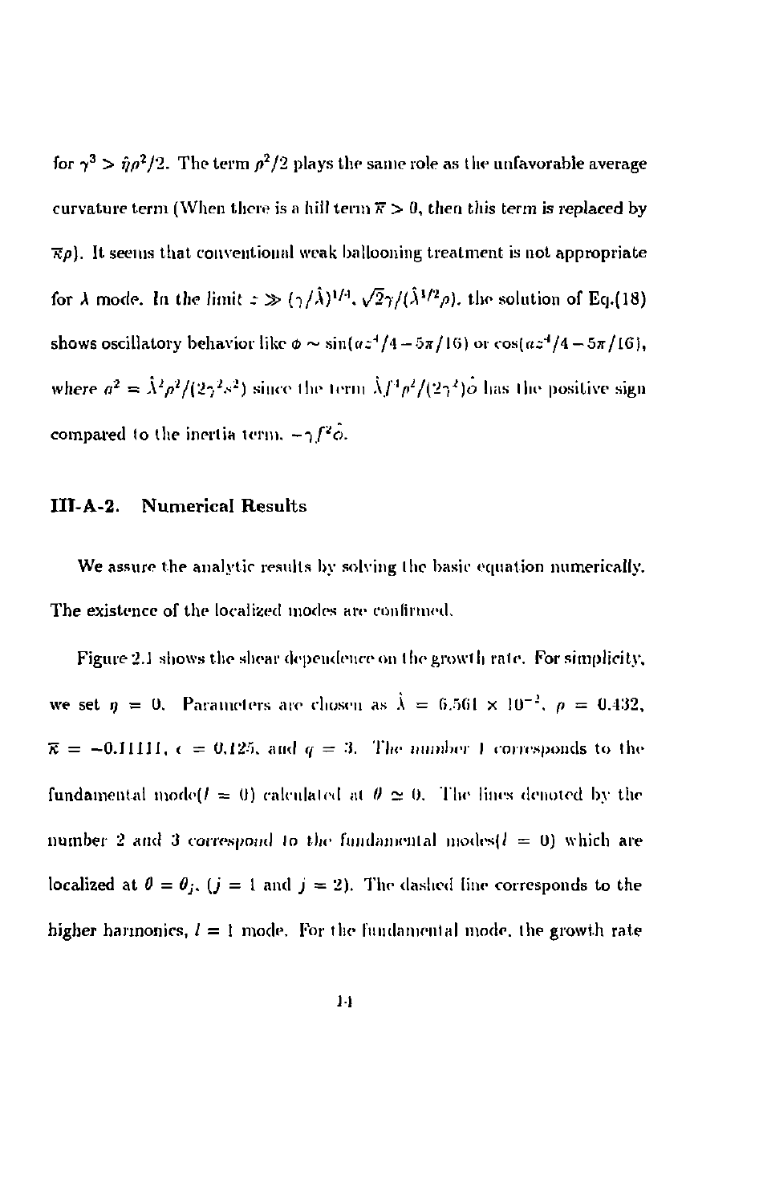for $\gamma^3 > \hat{\eta}\rho^2/2$. The term $\rho^2/2$ plays the same role as the unfavorable average curvature term (When there is a hill term $\overline{\kappa} > 0$, then this term is replaced by $\overline{\kappa}\rho$). It seems that conventional weak ballooning treatment is not appropriate for $\lambda$ mode. In the limit $z \gg (\gamma/\hat{\lambda})^{1/4}, \sqrt{2}\gamma/(\hat{\lambda}^{1/2}\rho)$, the solution of Eq.(18) shows oscillatory behavior like $\phi \sim \sin(az^4/4 - 5\pi/16)$ or $\cos(az^4/4 - 5\pi/16)$, where $a^2 = \hat{\lambda}^2\rho^2/(2\gamma^2 s^2)$ since the term $\hat{\lambda}f^4\rho^2/(2\gamma^2)\hat{\phi}$ has the positive sign compared to the inertia term, $-\gamma f^2\hat{\phi}$.

### III-A-2. Numerical Results

We assure the analytic results by solving the basic equation numerically. The existence of the localized modes are confirmed.

Figure 2.1 shows the shear dependence on the growth rate. For simplicity, we set $\eta = 0$. Parameters are chosen as $\hat{\lambda} = 6.561 \times 10^{-2}$, $\rho = 0.432$, $\overline{\kappa} = -0.11111$, $\epsilon = 0.125$, and $q = 3$. The number 1 corresponds to the fundamental mode($l = 0$) calculated at $\theta \simeq 0$. The lines denoted by the number 2 and 3 correspond to the fundamental modes($l = 0$) which are localized at $\theta = \theta_j$, ($j = 1$ and $j = 2$). The dashed line corresponds to the higher harmonics, $l = 1$ mode. For the fundamental mode, the growth rate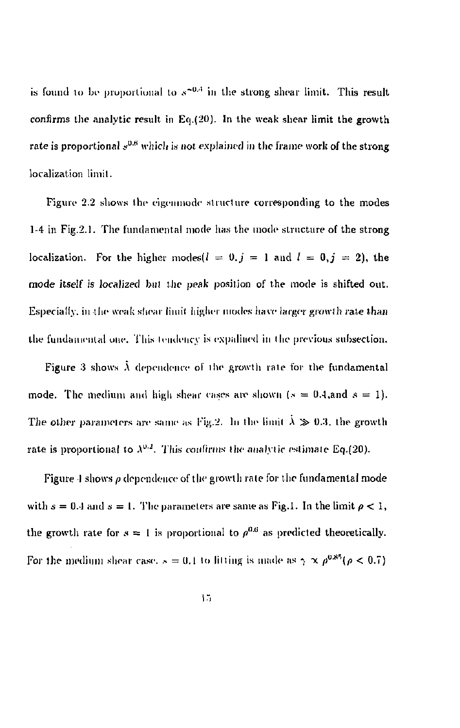is found to be proportional to $s^{-0.4}$ in the strong shear limit. This result confirms the analytic result in Eq.(20). In the weak shear limit the growth rate is proportional $s^{0.6}$ which is not explained in the frame work of the strong localization limit.

Figure 2.2 shows the eigenmode structure corresponding to the modes 1-4 in Fig.2.1. The fundamental mode has the mode structure of the strong localization. For the higher modes($l = 0, j = 1$ and $l = 0, j = 2$), the mode itself is localized but the peak position of the mode is shifted out. Especially, in the weak shear limit higher modes have larger growth rate than the fundamental one. This tendency is expalined in the previous subsection.

Figure 3 shows $\hat{\lambda}$ dependence of the growth rate for the fundamental mode. The medium and high shear cases are shown ($s = 0.4$,and $s = 1$). The other parameters are same as Fig.2. In the limit $\hat{\lambda} \gg 0.3$, the growth rate is proportional to $\lambda^{0.2}$. This confirms the analytic estimate Eq.(20).

Figure 4 shows $\rho$ dependence of the growth rate for the fundamental mode with $s = 0.4$ and $s = 1$. The parameters are same as Fig.1. In the limit $\rho < 1$, the growth rate for $s = 1$ is proportional to $\rho^{0.6}$ as predicted theoretically. For the medium shear case, $s = 0.4$ to fitting is made as $\gamma \propto \rho^{0.85}(\rho < 0.7)$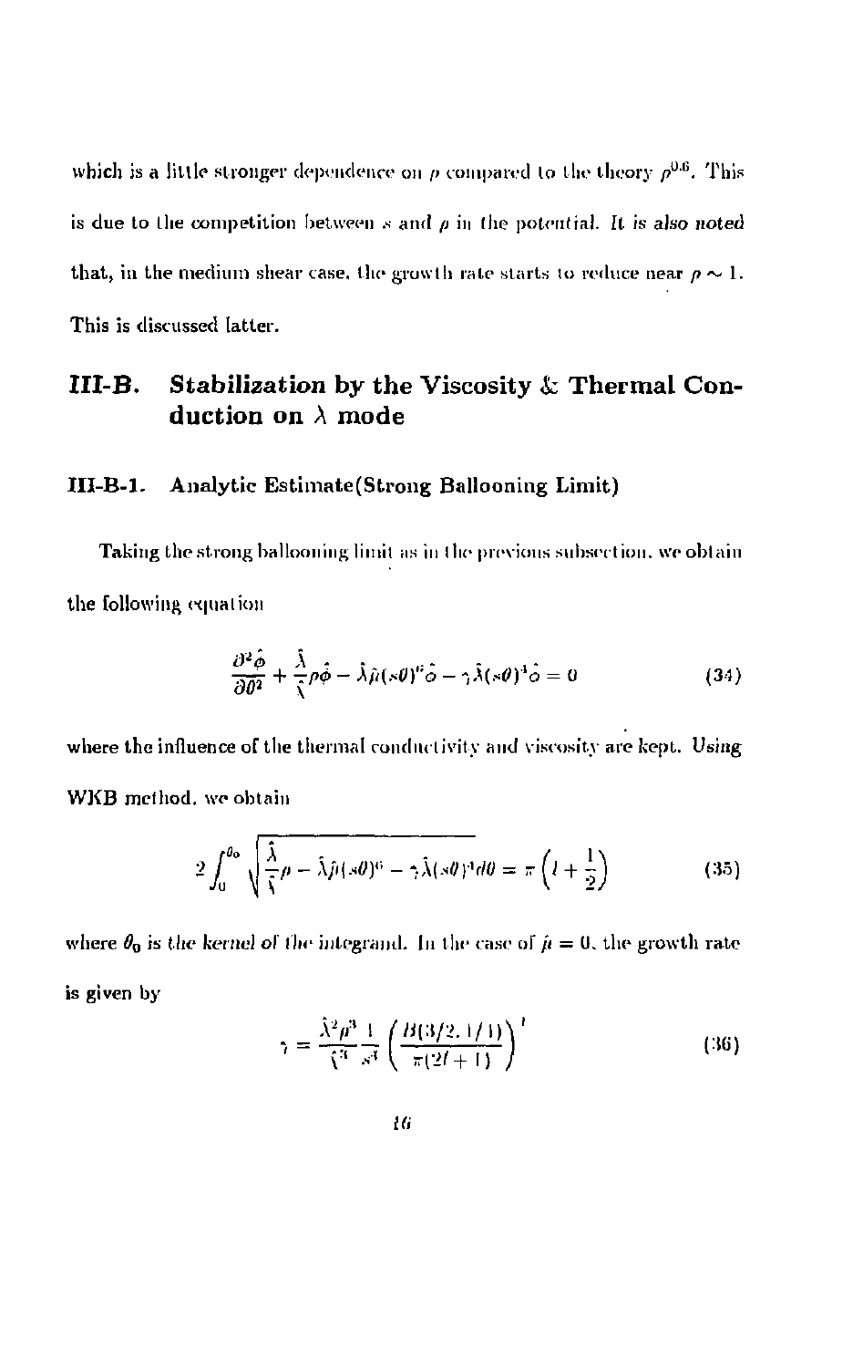which is a little stronger dependence on $\rho$ compared to the theory $\rho^{0.6}$. This is due to the competition between $s$ and $\rho$ in the potential. *It is also noted* that, in the medium shear case, the growth rate starts to reduce near $\rho \sim 1$. This is discussed latter.

## III-B. Stabilization by the Viscosity & Thermal Conduction on $\lambda$ mode

### III-B-1. Analytic Estimate(Strong Ballooning Limit)

Taking the strong ballooning limit as in the previous subsection, we obtain the following equation

$$\frac{\partial^2 \hat{\phi}}{\partial \theta^2} + \frac{\hat{\lambda}}{\hat{\gamma}} \rho \hat{\phi} - \hat{\lambda} \hat{\mu} (s\theta)^6 \hat{\phi} - \hat{\gamma} \hat{\lambda} (s\theta)^4 \hat{\phi} = 0 \tag{34}$$

where the influence of the thermal conductivity and viscosity are kept. *Using* WKB method, we obtain

$$2 \int_0^{\theta_0} \sqrt{\frac{\hat{\lambda}}{\hat{\gamma}} \rho - \hat{\lambda} \hat{\mu} (s\theta)^6 - \hat{\gamma} \hat{\lambda} (s\theta)^4} d\theta = \pi \left( l + \frac{1}{2} \right) \tag{35}$$

where $\theta_0$ is *the kernel of the integrand*. In the case of $\hat{\mu} = 0$, the growth rate is given by

$$\hat{\gamma} = \frac{\hat{\lambda}^2 \rho^3}{\hat{\zeta}^3} \frac{1}{s^4} \left( \frac{B(3/2, 1/4)}{\pi(2l+1)} \right)^4 \tag{36}$$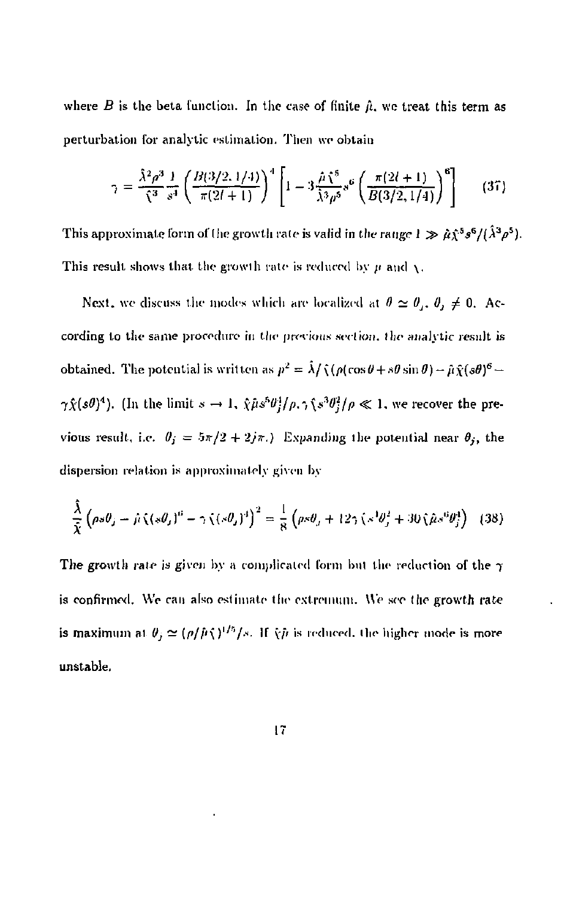where $B$ is the beta function. In the case of finite $\hat{\mu}$, we treat this term as perturbation for analytic estimation. Then we obtain

$$\gamma = \frac{\hat{\lambda}^2 \rho^3}{\hat{\chi}^3} \frac{1}{s^4} \left( \frac{B(3/2, 1/4)}{\pi(2l+1)} \right)^4 \left[ 1 - 3 \frac{\hat{\mu} \hat{\chi}^5}{\hat{\lambda}^3 \rho^5} s^6 \left( \frac{\pi(2l+1)}{B(3/2, 1/4)} \right)^6 \right] \tag{37}$$

This approximate form of the growth rate is valid in the range $1 \gg \hat{\mu}\hat{\chi}^5 s^6/(\hat{\lambda}^3 \rho^5)$. This result shows that the growth rate is reduced by $\mu$ and $\chi$.

Next, we discuss the modes which are localized at $\theta \simeq \theta_j$, $\theta_j \neq 0$. According to the same procedure in the previous section, the analytic result is obtained. The potential is written as $p^2 = \hat{\lambda}/\hat{\chi}(\rho(\cos\theta + s\theta\sin\theta) - \hat{\mu}\hat{\chi}(s\theta)^6 - \gamma\hat{\chi}(s\theta)^4)$. (In the limit $s \to 1$, $\hat{\chi}\hat{\mu}s^5\theta_j^4/\rho, \gamma\hat{\chi}s^3\theta_j^2/\rho \ll 1$, we recover the previous result, i.e. $\theta_j = 5\pi/2 + 2j\pi$.) Expanding the potential near $\theta_j$, the dispersion relation is approximately given by

$$\frac{\hat{\lambda}}{\hat{\chi}} \left( \rho s\theta_j - \hat{\mu}\hat{\chi}(s\theta_j)^6 - \gamma\hat{\chi}(s\theta_j)^4 \right)^2 = \frac{1}{8} \left( \rho s\theta_j + 12\gamma\hat{\chi}s^3\theta_j^2 + 30\hat{\chi}\hat{\mu}s^6\theta_j^4 \right) \tag{38}$$

The growth rate is given by a complicated form but the reduction of the $\gamma$ is confirmed. We can also estimate the extremum. We see the growth rate is maximum at $\theta_j \simeq (\rho/\hat{\mu}\hat{\chi})^{1/5}/s$. If $\hat{\chi}\hat{\mu}$ is reduced, the higher mode is more unstable.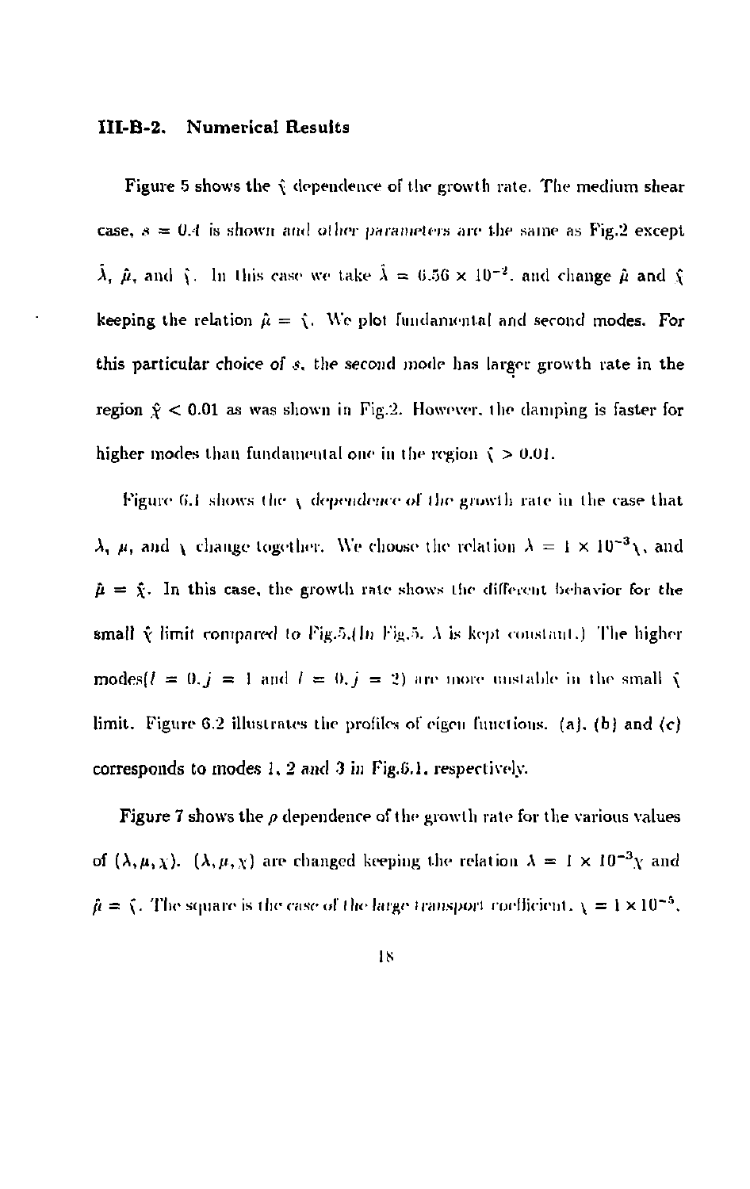### III-B-2. Numerical Results

Figure 5 shows the $\hat{\chi}$ dependence of the growth rate. The medium shear case, $s = 0.4$ is shown and other parameters are the same as Fig.2 except $\hat{\lambda}$, $\hat{\mu}$, and $\hat{\chi}$. In this case we take $\hat{\lambda} = 6.56 \times 10^{-2}$, and change $\hat{\mu}$ and $\hat{\chi}$ keeping the relation $\hat{\mu} = \hat{\chi}$. We plot fundamental and second modes. For this particular choice of $s$, the second mode has larger growth rate in the region $\hat{\chi} < 0.01$ as was shown in Fig.2. However, the damping is faster for higher modes than fundamental one in the region $\hat{\chi} > 0.01$.

Figure 6.1 shows the $\chi$ dependence of the growth rate in the case that $\lambda$, $\mu$, and $\chi$ change together. We choose the relation $\lambda = 1 \times 10^{-3}\chi$, and $\hat{\mu} = \hat{\chi}$. In this case, the growth rate shows the different behavior for the small $\hat{\chi}$ limit compared to Fig.5.(In Fig.5, $\lambda$ is kept constant.) The higher modes($l = 0, j = 1$ and $l = 0, j = 2$) are more unstable in the small $\hat{\chi}$ limit. Figure 6.2 illustrates the profiles of eigen functions. (a), (b) and (c) corresponds to modes 1, 2 and 3 in Fig.6.1, respectively.

Figure 7 shows the $p$ dependence of the growth rate for the various values of $(\lambda, \mu, \chi)$. $(\lambda, \mu, \chi)$ are changed keeping the relation $\lambda = 1 \times 10^{-3}\chi$ and $\hat{\mu} = \hat{\chi}$. The square is the case of the large transport coefficient, $\chi = 1 \times 10^{-5}$,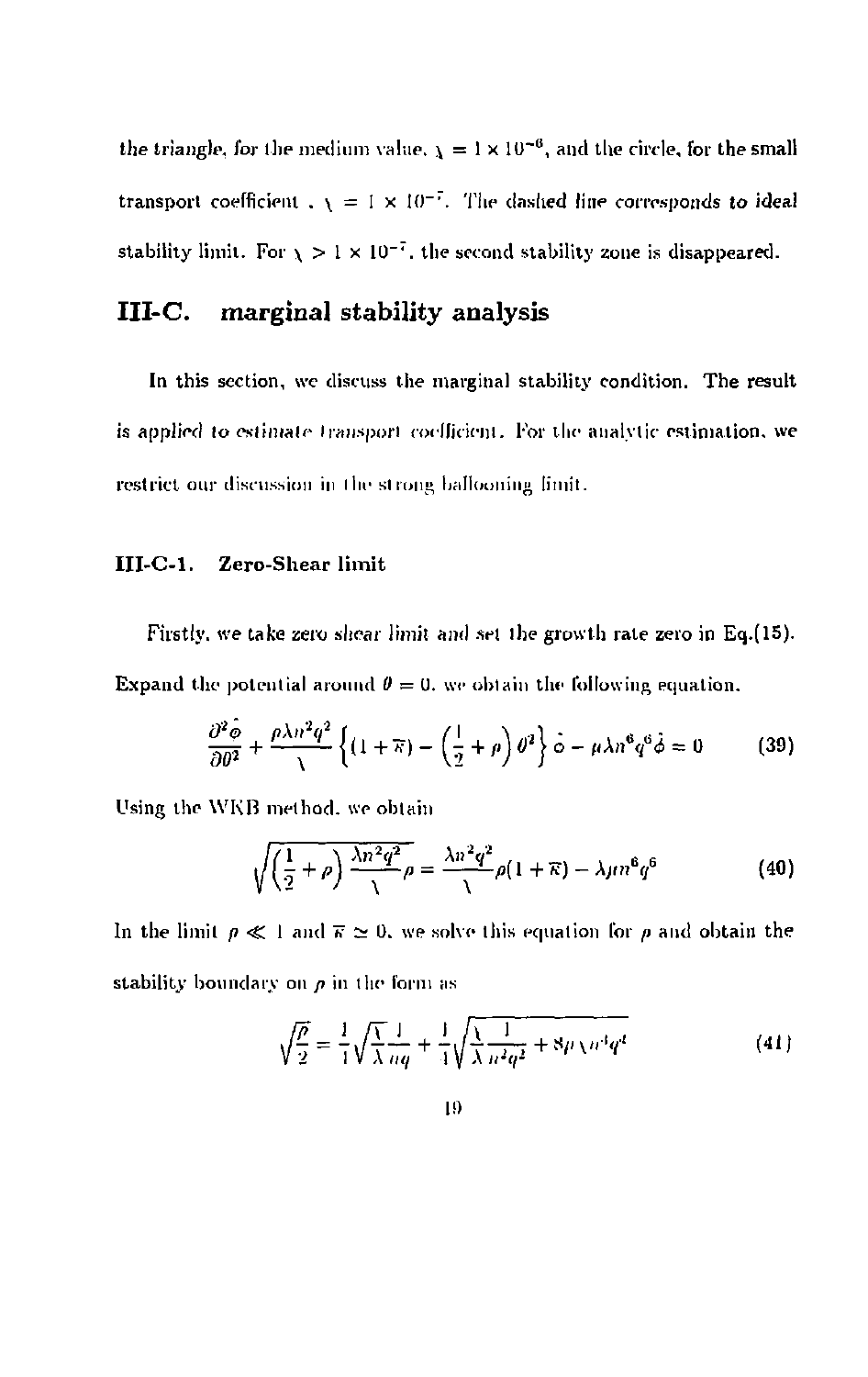the triangle, for the medium value, $\chi = 1 \times 10^{-6}$, and the circle, for the small transport coefficient , $\chi = 1 \times 10^{-7}$. The dashed line corresponds to ideal stability limit. For $\chi > 1 \times 10^{-7}$, the second stability zone is disappeared.

## III-C. marginal stability analysis

In this section, we discuss the marginal stability condition. The result is applied to estimate transport coefficient. For the analytic estimation, we restrict our discussion in the strong ballooning limit.

### III-C-1. Zero-Shear limit

Firstly, we take zero shear limit and set the growth rate zero in Eq.(15). Expand the potential around $\theta = 0$, we obtain the following equation.

$$\frac{\partial^2 \hat{\phi}}{\partial \theta^2} + \frac{\rho \lambda n^2 q^2}{\chi}\left\{(1+\overline{\kappa}) - \left(\frac{1}{2}+\rho\right)\theta^2\right\}\hat{\phi} - \mu \lambda n^6 q^6 \hat{\phi} = 0 \tag{39}$$

Using the WKB method, we obtain

$$\sqrt{\left(\frac{1}{2}+\rho\right)\frac{\lambda n^2 q^2}{\chi}\rho} = \frac{\lambda n^2 q^2}{\chi}\rho(1+\overline{\kappa}) - \lambda \mu n^6 q^6 \tag{40}$$

In the limit $\rho \ll 1$ and $\overline{\kappa} \simeq 0$, we solve this equation for $\rho$ and obtain the stability boundary on $\rho$ in the form as

$$\sqrt{\frac{\rho}{2}} = \frac{1}{4}\sqrt{\frac{\chi}{\lambda}}\frac{1}{nq} + \frac{1}{4}\sqrt{\frac{\chi}{\lambda}\frac{1}{n^2 q^2} + 8\mu\chi n^4 q^4} \tag{41}$$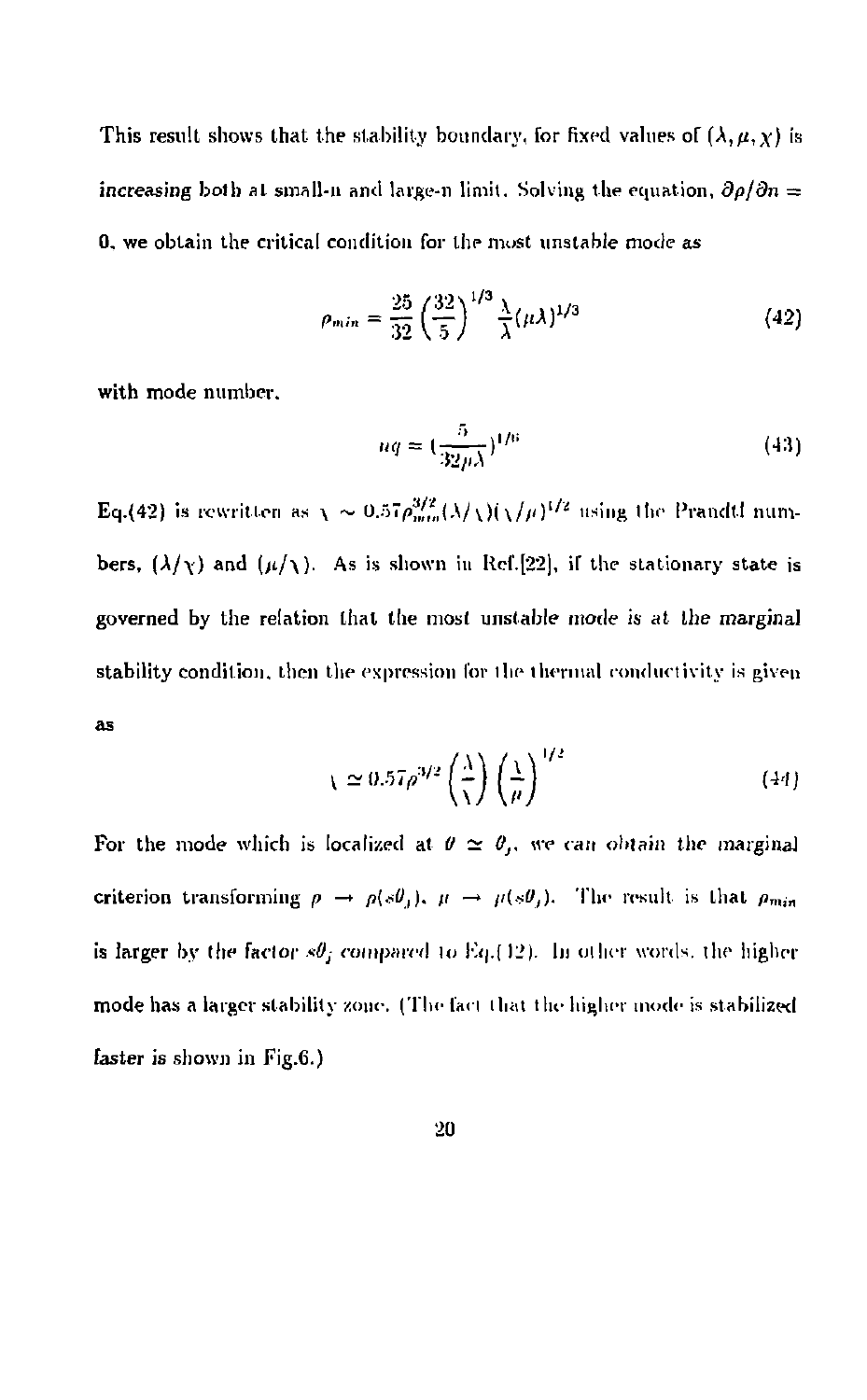This result shows that the stability boundary, for fixed values of $(\lambda, \mu, \chi)$ is *increasing* both at small-n and large-n limit. Solving the equation, $\partial\rho/\partial n = 0$, we obtain the critical condition for the most unstable mode as

$$\rho_{min} = \frac{25}{32}\left(\frac{32}{5}\right)^{1/3}\frac{\chi}{\lambda}(\mu\lambda)^{1/3} \tag{42}$$

with mode number,

$$nq = \left(\frac{5}{32\mu\lambda}\right)^{1/6} \tag{43}$$

Eq.(42) is rewritten as $\chi \sim 0.57\rho_{min}^{3/2}(\lambda/\chi)(\chi/\mu)^{1/2}$ using the Prandtl numbers, $(\lambda/\chi)$ and $(\mu/\chi)$. As is shown in Ref.[22], if the stationary state is governed by the relation that the most unstable mode is at the marginal stability condition, then the expression for the thermal conductivity is given as

$$\chi \simeq 0.57\rho^{3/2}\left(\frac{\lambda}{\chi}\right)\left(\frac{\chi}{\mu}\right)^{1/2} \tag{44}$$

For the mode which is localized at $\theta \simeq \theta_j$, we can obtain the marginal criterion transforming $\rho \to \rho(s\theta_j)$, $\mu \to \mu(s\theta_j)$. The result is that $\rho_{min}$ is larger by the factor $s\theta_j$ compared to Eq.(42). In other words, the higher mode has a larger stability zone. (The fact that the higher mode is stabilized faster is shown in Fig.6.)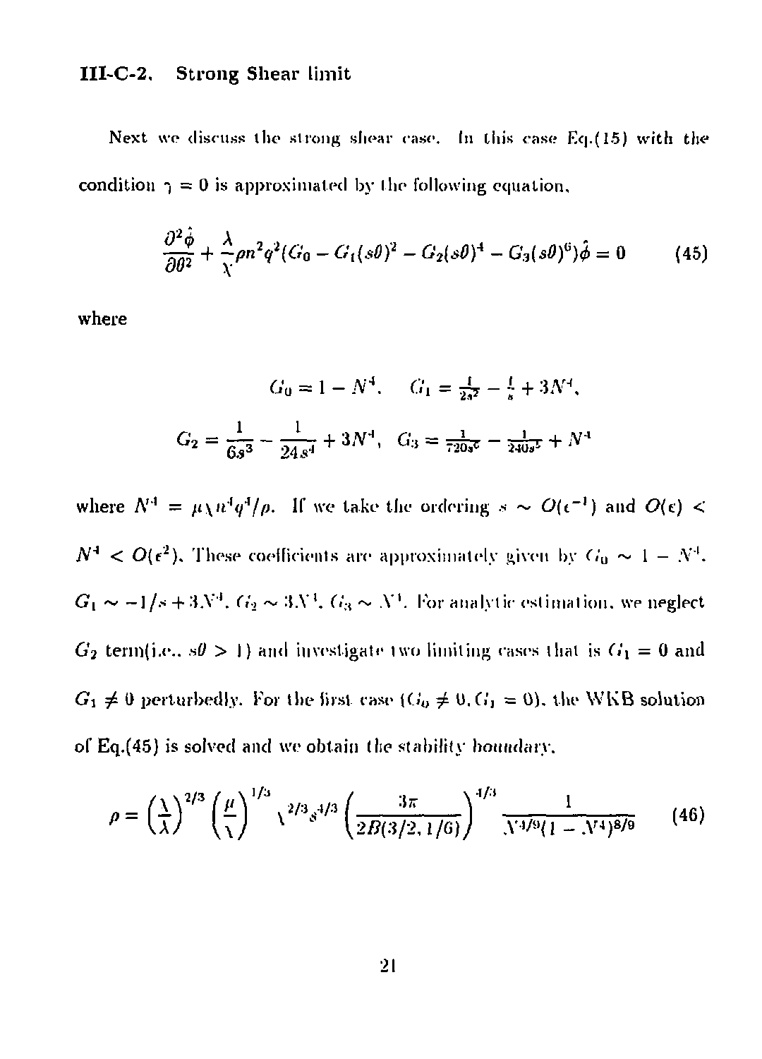### III-C-2. Strong Shear limit

Next we discuss the strong shear case. In this case Eq.(15) with the condition $\gamma = 0$ is approximated by the following equation,

$$\frac{\partial^2 \hat{\phi}}{\partial \theta^2} + \frac{\lambda}{\chi} \rho n^2 q^2 (G_0 - G_1 (s\theta)^2 - G_2 (s\theta)^4 - G_3 (s\theta)^6) \hat{\phi} = 0 \tag{45}$$

where

$$G_0 = 1 - N^4, \quad G_1 = \tfrac{1}{2s^2} - \tfrac{1}{s} + 3N^4,$$

$$G_2 = \frac{1}{6s^3} - \frac{1}{24s^4} + 3N^4, \quad G_3 = \tfrac{1}{720s^6} - \tfrac{1}{240s^5} + N^4$$

where $N^4 = \mu \chi n^4 q^4 / \rho$. If we take the ordering $s \sim O(\epsilon^{-1})$ and $O(\epsilon) < N^4 < O(\epsilon^2)$. These coefficients are approximately given by $G_0 \sim 1 - N^4$, $G_1 \sim -1/s + 3N^4$, $G_2 \sim 3N^4$, $G_3 \sim N^4$. For analytic estimation, we neglect $G_2$ term(i.e., $s\theta > 1$) and investigate two limiting cases that is $G_1 = 0$ and $G_1 \neq 0$ perturbedly. For the first case ($G_0 \neq 0, G_1 = 0$), the WKB solution of Eq.(45) is solved and we obtain the stability boundary,

$$\rho = \left(\frac{\chi}{\lambda}\right)^{2/3} \left(\frac{\mu}{\chi}\right)^{1/3} \chi^{2/3} s^{4/3} \left(\frac{3\pi}{2B(3/2, 1/6)}\right)^{4/3} \frac{1}{N^{4/9}(1 - N^4)^{8/9}} \tag{46}$$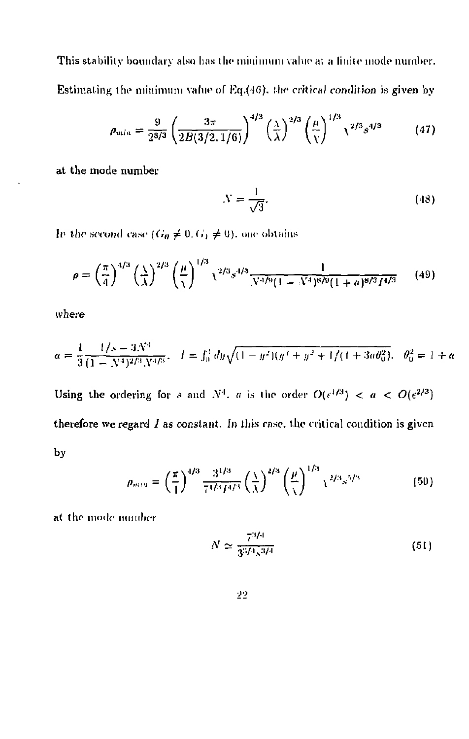This stability boundary also has the minimum value at a finite mode number. Estimating the minimum value of Eq.(46), the *critical condition* is given by

$$\rho_{min} = \frac{9}{2^{8/3}} \left( \frac{3\pi}{2B(3/2, 1/6)} \right)^{4/3} \left( \frac{\lambda}{\lambda} \right)^{2/3} \left( \frac{\mu}{\chi} \right)^{1/3} \chi^{2/3} s^{4/3} \tag{47}$$

at the mode number

$$N = \frac{1}{\sqrt{3}}. \tag{48}$$

In the second case ($G_0 \neq 0, G_1 \neq 0$), one obtains

$$\rho = \left( \frac{\pi}{4} \right)^{4/3} \left( \frac{\lambda}{\lambda} \right)^{2/3} \left( \frac{\mu}{\chi} \right)^{1/3} \chi^{2/3} s^{4/3} \frac{1}{N^{4/9} (1 - N^4)^{8/9} (1 + a)^{8/3} I^{4/3}} \tag{49}$$

*where*

$$a = \frac{1}{3} \frac{1/s - 3N^4}{(1 - N^4)^{2/3} N^{4/3}}, \quad I = \int_0^1 dy \sqrt{(1 - y^2)(y^4 + y^2 + 1/(1 + 3a\theta_0^2)}, \quad \theta_0^2 = 1 + a$$

Using the ordering for $s$ and $N^4$, $a$ is the order $O(\epsilon^{1/3}) < a < O(\epsilon^{2/3})$ therefore we regard $I$ as constant. In this case, the critical condition is given by

$$\rho_{min} = \left( \frac{\pi}{4} \right)^{4/3} \frac{3^{1/3}}{7^{1/3} I^{4/3}} \left( \frac{\lambda}{\lambda} \right)^{2/3} \left( \frac{\mu}{\chi} \right)^{1/3} \chi^{2/3} s^{5/3} \tag{50}$$

at the mode number

$$N \simeq \frac{7^{3/4}}{3^{5/4} s^{3/4}} \tag{51}$$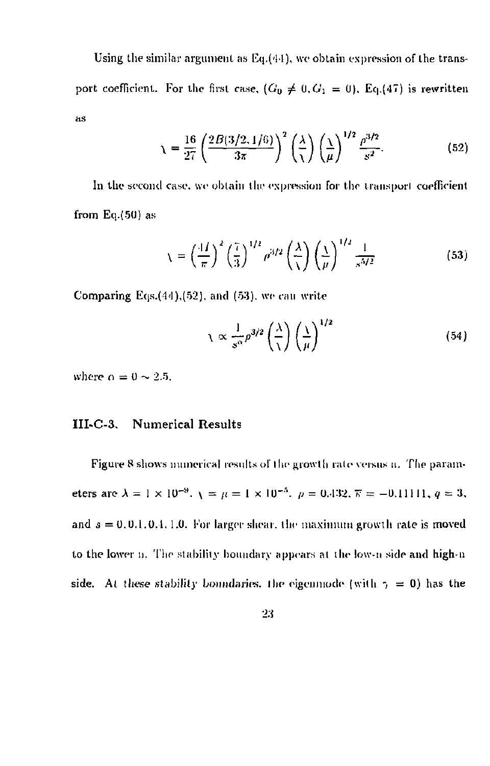Using the similar argument as Eq.(44), we obtain expression of the transport coefficient. For the first case, ($G_0 \neq 0, G_1 = 0$), Eq.(47) is rewritten as

$$
\chi = \frac{16}{27}\left(\frac{2B(3/2,1/6)}{3\pi}\right)^2 \left(\frac{\lambda}{\chi}\right)\left(\frac{\chi}{\mu}\right)^{1/2} \frac{\rho^{3/2}}{s^2}. \tag{52}
$$

In the second case, we obtain the expression for the transport coefficient from Eq.(50) as

$$
\chi = \left(\frac{4I}{\pi}\right)^2 \left(\frac{7}{3}\right)^{1/2} \rho^{3/2} \left(\frac{\lambda}{\chi}\right)\left(\frac{\chi}{\mu}\right)^{1/2} \frac{1}{s^{5/2}} \tag{53}
$$

Comparing Eqs.(44),(52), and (53), we can write

$$
\chi \propto \frac{1}{s^{\alpha}} \rho^{3/2} \left(\frac{\lambda}{\chi}\right)\left(\frac{\chi}{\mu}\right)^{1/2} \tag{54}
$$

where $\alpha = 0 \sim 2.5$.

### III-C-3. Numerical Results

Figure 8 shows numerical results of the growth rate versus n. The parameters are $\lambda = 1 \times 10^{-9}$, $\chi = \mu = 1 \times 10^{-5}$, $\rho = 0.432$, $\overline{\kappa} = -0.11111$, $q = 3$, and $s = 0, 0.1, 0.4, 1.0$. For larger shear, the maximum growth rate is moved to the lower n. The stability boundary appears at the low-n side and high-n side. At these stability boundaries, the eigenmode (with $\gamma = 0$) has the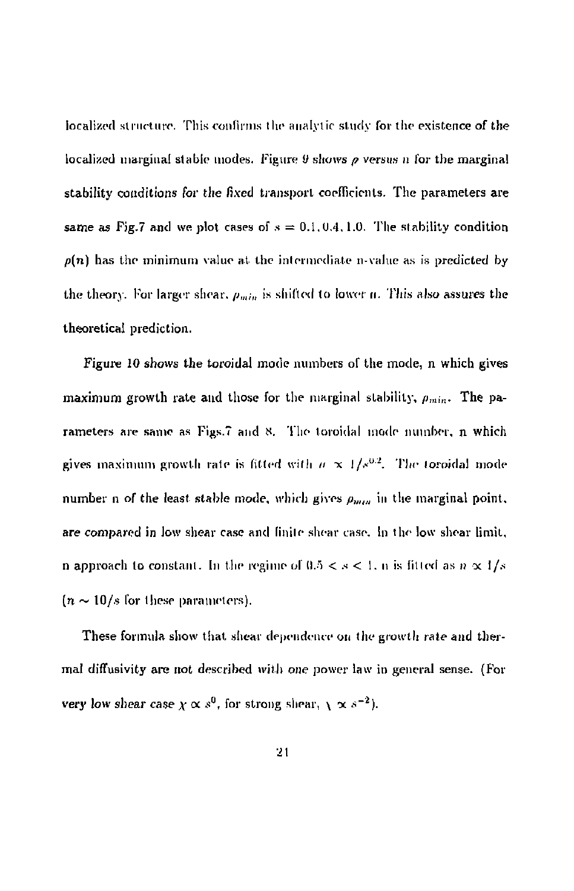localized structure. This confirms the analytic study for the existence of the localized marginal stable modes. Figure 9 shows $\rho$ versus $n$ for the marginal stability conditions for the fixed transport coefficients. The parameters are same as Fig.7 and we plot cases of $s = 0.1, 0.4, 1.0$. The stability condition $\rho(n)$ has the minimum value at the intermediate n-value as is predicted by the theory. For larger shear, $\rho_{min}$ is shifted to lower $n$. This also assures the theoretical prediction.

Figure 10 shows the toroidal mode numbers of the mode, n which gives maximum growth rate and those for the marginal stability, $\rho_{min}$. The parameters are same as Figs.7 and 8. The toroidal mode number, n which gives maximum growth rate is fitted with $n \propto 1/s^{0.2}$. The toroidal mode number n of the least stable mode, which gives $\rho_{min}$ in the marginal point, are compared in low shear case and finite shear case. In the low shear limit, n approach to constant. In the regime of $0.5 < s < 1$, n is fitted as $n \propto 1/s$ ($n \sim 10/s$ for these parameters).

These formula show that shear dependence on the growth rate and thermal diffusivity are not described with one power law in general sense. (For very low shear case $\chi \propto s^0$, for strong shear, $\chi \propto s^{-2}$).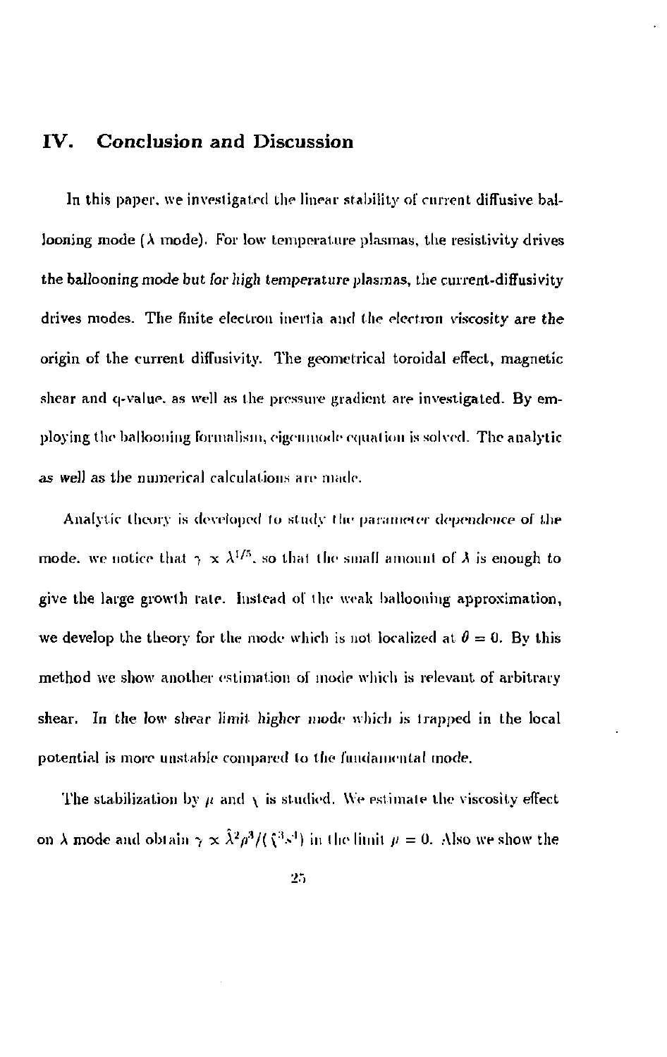## IV. Conclusion and Discussion

In this paper, we investigated the linear stability of current diffusive ballooning mode ($\lambda$ mode). For low temperature plasmas, the resistivity drives the ballooning mode but for high temperature plasmas, the current-diffusivity drives modes. The finite electron inertia and the electron viscosity are the origin of the current diffusivity. The geometrical toroidal effect, magnetic shear and q-value, as well as the pressure gradient are investigated. By employing the ballooning formalism, eigenmode equation is solved. The analytic as well as the numerical calculations are made.

Analytic theory is developed to study the parameter dependence of the mode. we notice that $\gamma \propto \lambda^{1/5}$, so that the small amount of $\lambda$ is enough to give the large growth rate. Instead of the weak ballooning approximation, we develop the theory for the mode which is not localized at $\theta = 0$. By this method we show another estimation of mode which is relevant of arbitrary shear. In the low shear limit higher mode which is trapped in the local potential is more unstable compared to the fundamental mode.

The stabilization by $\mu$ and $\chi$ is studied. We estimate the viscosity effect on $\lambda$ mode and obtain $\gamma \propto \hat{\lambda}^2 \mu^3 / (\chi^3 s^4)$ in the limit $\mu = 0$. Also we show the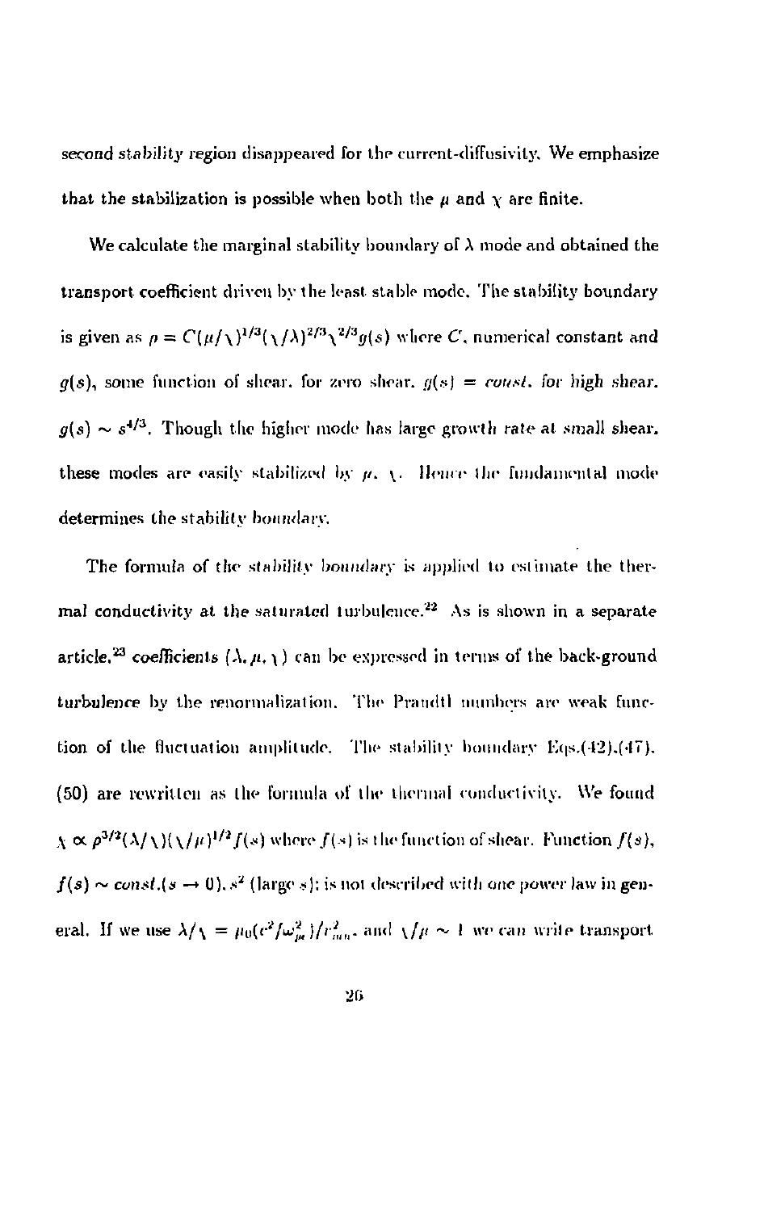second stability region disappeared for the current-diffusivity. We emphasize that the stabilization is possible when both the $\mu$ and $\chi$ are finite.

We calculate the marginal stability boundary of $\lambda$ mode and obtained the transport coefficient driven by the least stable mode. The stability boundary is given as $p = C(\mu/\chi)^{1/3}(\chi/\lambda)^{2/3}\chi^{2/3}g(s)$ where $C$, numerical constant and $g(s)$, some function of shear. for zero shear. $g(s) = const.$ for high shear. $g(s) \sim s^{4/3}$. Though the higher mode has large growth rate at small shear, these modes are easily stabilized by $\mu$, $\chi$. Hence the fundamental mode determines the stability boundary.

The formula of the stability boundary is applied to estimate the thermal conductivity at the saturated turbulence.[22] As is shown in a separate article,[23] coefficients $(\lambda, \mu, \chi)$ can be expressed in terms of the back-ground turbulence by the renormalization. The Prandtl numbers are weak function of the fluctuation amplitude. The stability boundary Eqs.(42),(47), (50) are rewritten as the formula of the thermal conductivity. We found $\chi \propto p^{3/2}(\lambda/\chi)(\chi/\mu)^{1/2}f(s)$ where $f(s)$ is the function of shear. Function $f(s)$, $f(s) \sim const.(s \to 0)$, $s^2$ (large $s$); is not described with one power law in general. If we use $\lambda/\chi = \mu_0(c^2/\omega_{pe}^2)/r_{mn}^2$, and $\chi/\mu \sim 1$ we can write transport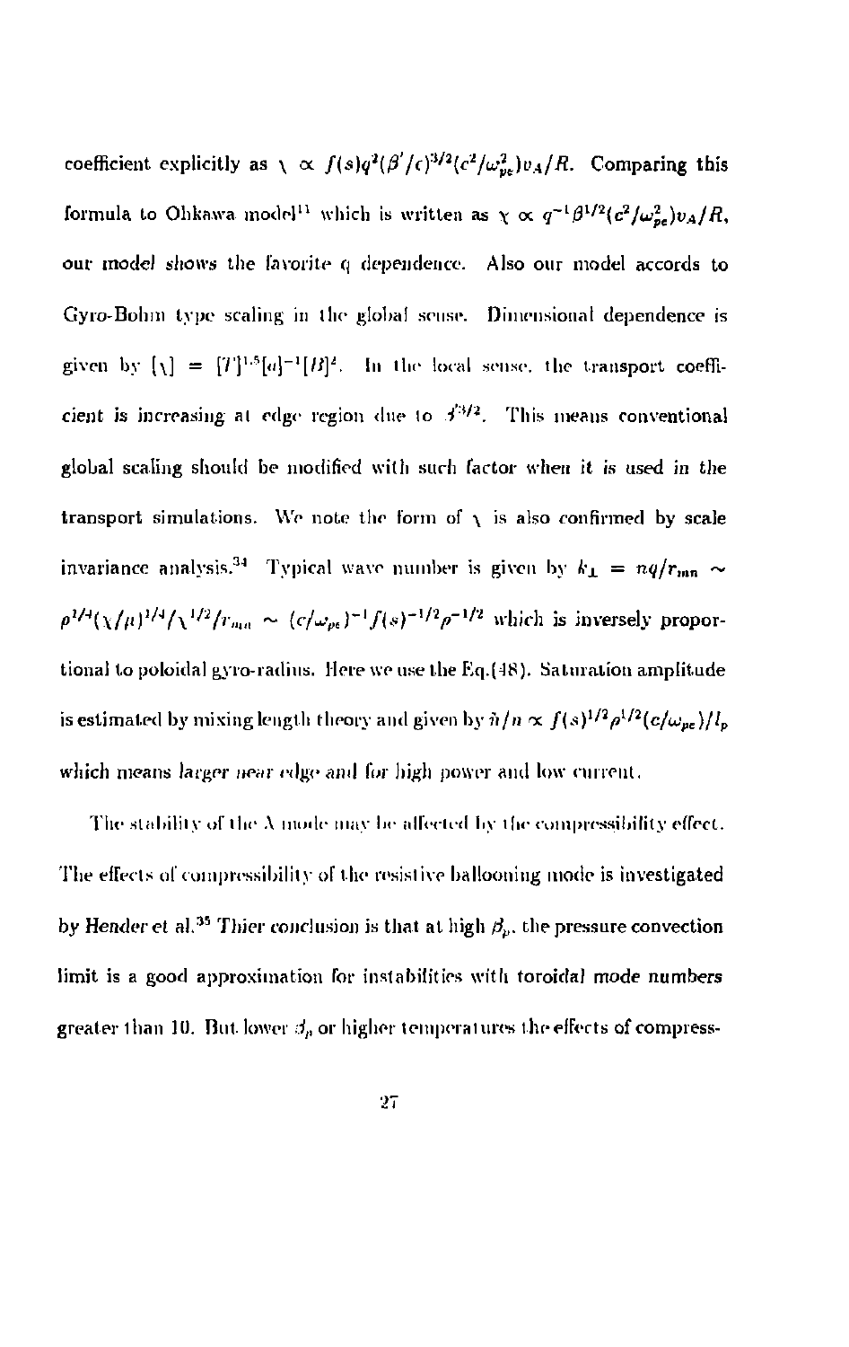coefficient explicitly as $\chi \propto f(s)q^2(\beta'/\epsilon)^{3/2}(c^2/\omega_{pe}^2)v_A/R$. Comparing this formula to Ohkawa model[11] which is written as $\chi \propto q^{-1}\beta^{1/2}(c^2/\omega_{pe}^2)v_A/R$, our model shows the favorite q dependence. Also our model accords to Gyro-Bohm type scaling in the global sense. Dimensional dependence is given by $[\chi] = [T]^{1.5}[a]^{-1}[B]^{2}$. In the local sense, the transport coefficient is increasing at edge region due to $\beta'^{3/2}$. This means conventional global scaling should be modified with such factor when it is used in the transport simulations. We note the form of $\chi$ is also confirmed by scale invariance analysis.[34] Typical wave number is given by $k_\perp = nq/r_{mn} \sim \rho^{1/4}(\chi/\mu)^{1/4}/\chi^{1/2}/r_{mn} \sim (c/\omega_{pe})^{-1}f(s)^{-1/2}\rho^{-1/2}$ which is inversely proportional to poloidal gyro-radius. Here we use the Eq.(48). Saturation amplitude is estimated by mixing length theory and given by $\tilde{n}/n \propto f(s)^{1/2}\rho^{1/2}(c/\omega_{pe})/l_p$ which means *larger near edge and* for high power and low current.

The stability of the $\Lambda$ mode may be affected by the compressibility effect. The effects of compressibility of the resistive ballooning mode is investigated by Hender et al.[35] Thier conclusion is that at high $\beta_p$, the pressure convection limit is a good approximation for instabilities with toroidal mode numbers greater than 10. But lower $\beta_p$ or higher temperatures the effects of compress-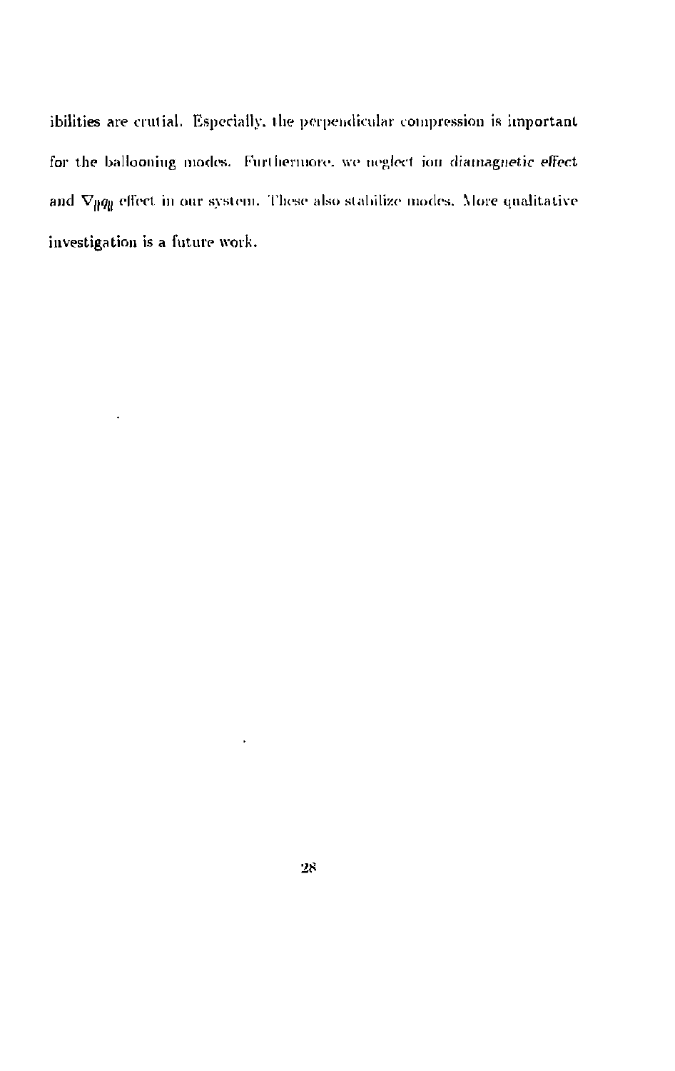ibilities are crutial. Especially, the perpendicular compression is important for the ballooning modes. Furthermore, we neglect ion diamagnetic effect and $\nabla_{\|} q_{\|}$ effect in our system. These also stabilize modes. More qualitative investigation is a future work.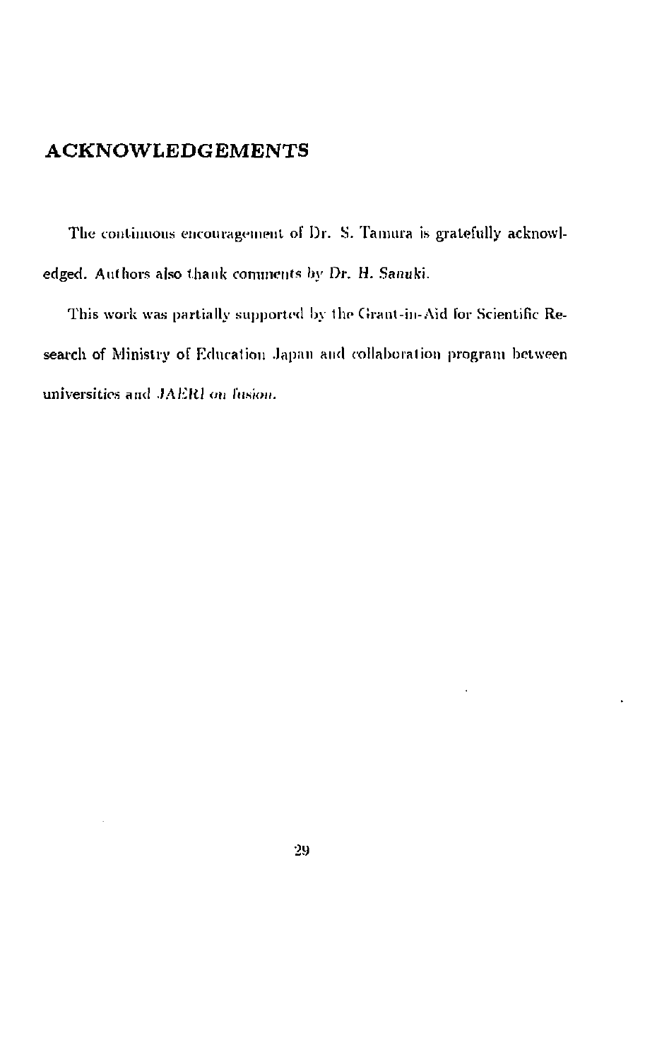## ACKNOWLEDGEMENTS

The continuous encouragement of Dr. S. Tamura is gratefully acknowledged. Authors also thank comments by Dr. H. Sanuki.

This work was partially supported by the Grant-in-Aid for Scientific Research of Ministry of Education Japan and collaboration program between universities and JAERI on fusion.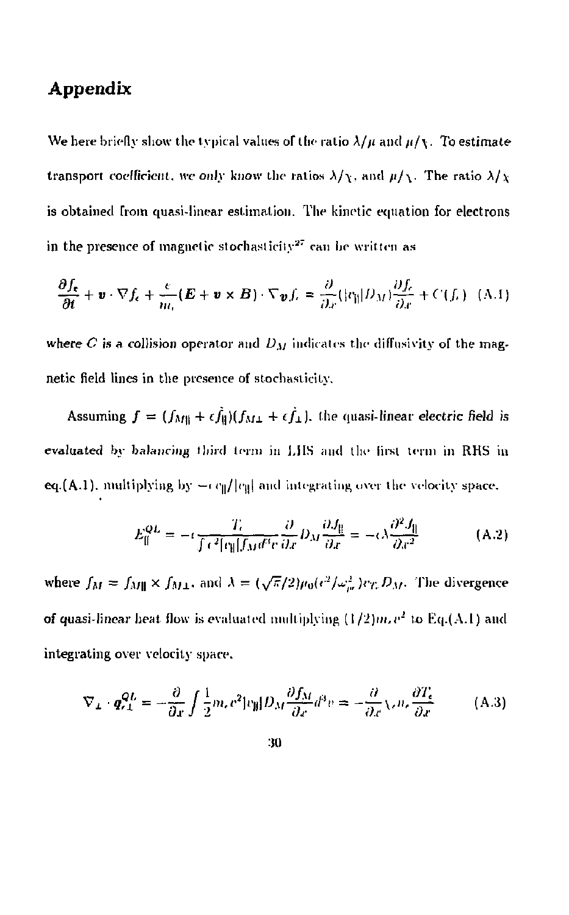# Appendix

We here briefly show the typical values of the ratio $\lambda/\mu$ and $\mu/\chi$. To estimate transport coefficient, we only know the ratios $\lambda/\chi$, and $\mu/\chi$. The ratio $\lambda/\chi$ is obtained from quasi-linear estimation. The kinetic equation for electrons in the presence of magnetic stochasticity[27] can be written as

$$\frac{\partial f_e}{\partial t} + \boldsymbol{v} \cdot \nabla f_e + \frac{e}{m_e}(\boldsymbol{E} + \boldsymbol{v} \times \boldsymbol{B}) \cdot \nabla_{\boldsymbol{v}} f_e = \frac{\partial}{\partial x}(|v_\parallel| D_M) \frac{\partial f_e}{\partial x} + C(f_e) \quad \text{(A.1)}$$

where $C$ is a collision operator and $D_M$ indicates the diffusivity of the magnetic field lines in the presence of stochasticity.

Assuming $f = (f_{M\parallel} + \epsilon \tilde{f}_\parallel)(f_{M\perp} + \epsilon \tilde{f}_\perp)$, the quasi-linear electric field is evaluated by balancing third term in LHS and the first term in RHS in eq.(A.1), multiplying by $-e v_\parallel/|v_\parallel|$ and integrating over the velocity space.

$$E_\parallel^{QL} = -e \frac{T_e}{\int e^2 |v_\parallel| f_M d^3 v} \frac{\partial}{\partial x} D_M \frac{\partial J_\parallel}{\partial x} = -e\lambda \frac{\partial^2 J_\parallel}{\partial x^2} \quad \text{(A.2)}$$

where $f_M = f_{M\parallel} \times f_{M\perp}$, and $\lambda = (\sqrt{\pi}/2)\mu_0(c^2/\omega_{pe}^2) v_{T_e} D_M$. The divergence of quasi-linear heat flow is evaluated multiplying $(1/2)m_e v^2$ to Eq.(A.1) and integrating over velocity space.

$$\nabla_\perp \cdot \boldsymbol{q}_{e\perp}^{QL} = -\frac{\partial}{\partial x} \int \frac{1}{2} m_e v^2 |v_\parallel| D_M \frac{\partial f_M}{\partial x} d^3 v = -\frac{\partial}{\partial x} \chi_e n_e \frac{\partial T_e}{\partial x} \quad \text{(A.3)}$$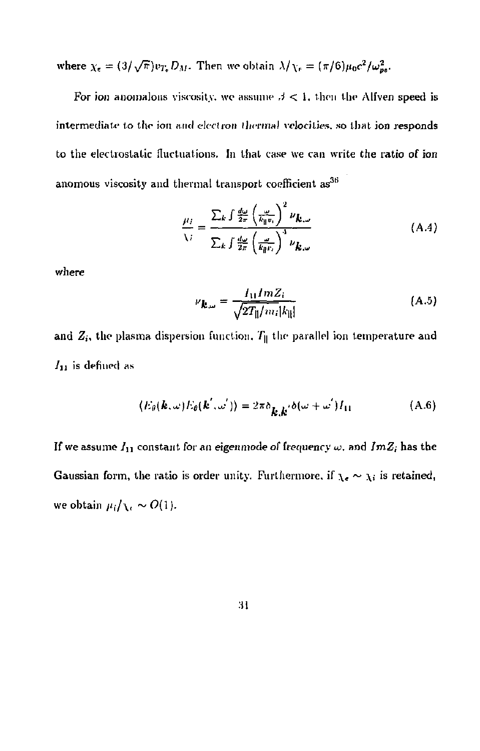where $\chi_e = (3/\sqrt{\pi}) v_{T_e} D_M$. Then we obtain $\lambda/\chi_e = (\pi/6)\mu_0 c^2/\omega_{pe}^2$.

For ion anomalous viscosity, we assume $\beta < 1$, then the Alfven speed is intermediate to the ion and electron thermal velocities, so that ion responds to the electrostatic fluctuations. In that case we can write the ratio of ion anomous viscosity and thermal transport coefficient as[36]

$$\frac{\mu_i}{\chi_i} = \frac{\sum_k \int \frac{d\omega}{2\pi} \left(\frac{\omega}{k_\| v_i}\right)^2 \nu_{\mathbf{k},\omega}}{\sum_k \int \frac{d\omega}{2\pi} \left(\frac{\omega}{k_\| v_i}\right)^4 \nu_{\mathbf{k},\omega}} \tag{A.4}$$

where

$$\nu_{\mathbf{k},\omega} = \frac{I_{11} Im Z_i}{\sqrt{2T_\| / m_i} |k_\||} \tag{A.5}$$

and $Z_i$, the plasma dispersion function, $T_\|$ the parallel ion temperature and $I_{11}$ is defined as

$$\langle E_\theta(\mathbf{k},\omega) E_\theta(\mathbf{k}',\omega')\rangle = 2\pi \delta_{\mathbf{k},\mathbf{k}'} \delta(\omega + \omega') I_{11} \tag{A.6}$$

If we assume $I_{11}$ constant for an eigenmode of frequency $\omega$, and $Im Z_i$ has the Gaussian form, the ratio is order unity. Furthermore, if $\chi_e \sim \chi_i$ is retained, we obtain $\mu_i/\chi_e \sim O(1)$.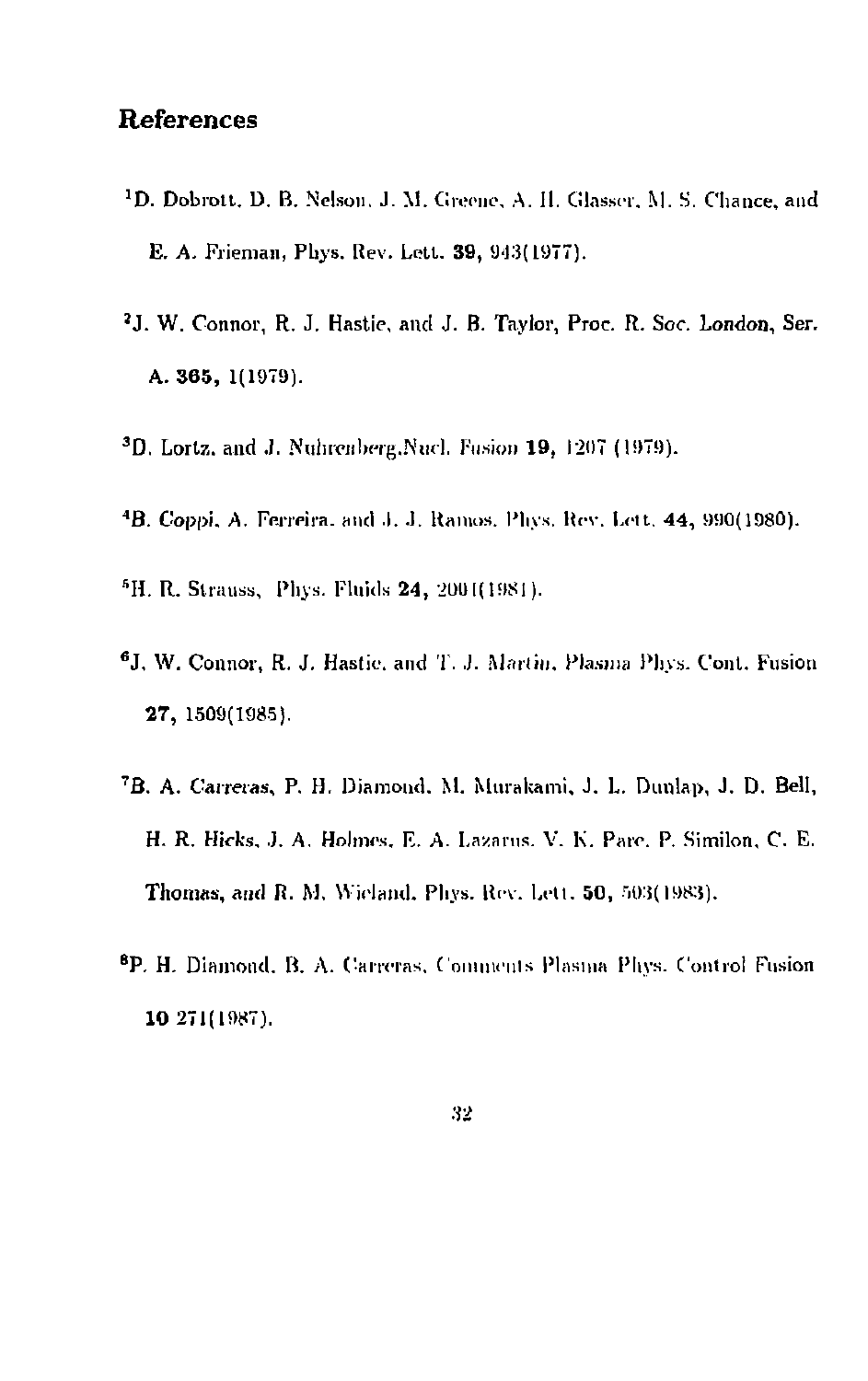## References

[1]D. Dobrott, D. B. Nelson, J. M. Greene, A. H. Glasser, M. S. Chance, and E. A. Frieman, Phys. Rev. Lett. **39**, 943(1977).

[2]J. W. Connor, R. J. Hastie, and J. B. Taylor, Proc. R. Soc. London, Ser. A. **365**, 1(1979).

[3]D. Lortz. and J. Nuhrenberg.Nucl. Fusion **19**, 1207 (1979).

[4]B. Coppi, A. Ferreira. and J. J. Ramos. Phys. Rev. Lett. **44**, 990(1980).

[5]H. R. Strauss, Phys. Fluids **24**, 2004(1981).

[6]J. W. Connor, R. J. Hastie. and T. J. Martin, Plasma Phys. Cont. Fusion **27**, 1509(1985).

[7]B. A. Carreras, P. H. Diamond, M. Murakami, J. L. Dunlap, J. D. Bell, H. R. Hicks, J. A. Holmes, E. A. Lazarus. V. K. Pare. P. Similon, C. E. Thomas, and R. M. Wieland. Phys. Rev. Lett. **50**, 503(1983).

[8]P. H. Diamond, B. A. Carreras, Comments Plasma Phys. Control Fusion **10** 271(1987).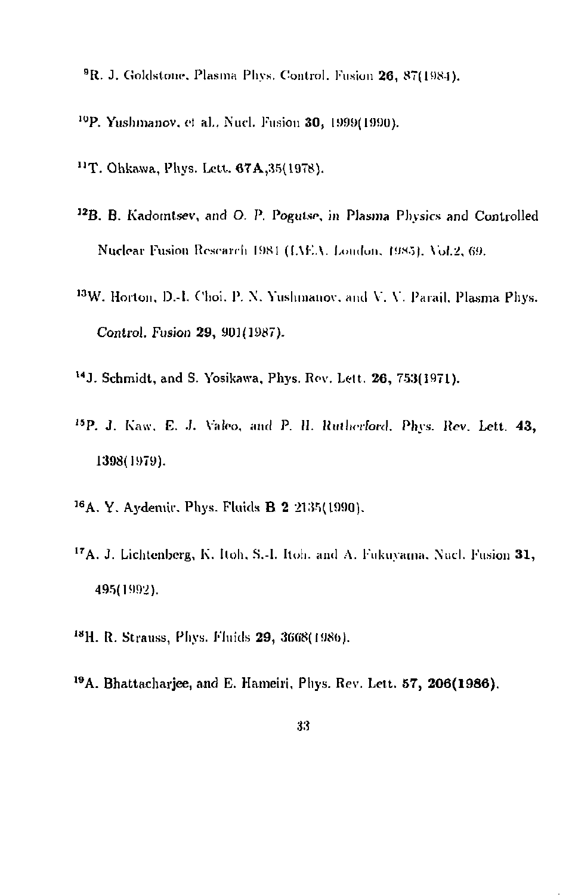[9]R. J. Goldstone, Plasma Phys. Control. Fusion **26,** 87(1984).

[10]P. Yushmanov, et al., Nucl. Fusion **30,** 1999(1990).

[11]T. Ohkawa, Phys. Lett. **67A**,35(1978).

[12]B. B. Kadomtsev, and O. P. Pogutse, in Plasma Physics and Controlled Nuclear Fusion Research 1981 (IAEA, London, 1985). Vol.2, 69.

[13]W. Horton, D.-I. Choi, P. N. Yushmanov, and V. V. Parail, Plasma Phys. Control. Fusion **29,** 901(1987).

[14]J. Schmidt, and S. Yosikawa, Phys. Rev. Lett. **26,** 753(1971).

[15]P. J. Kaw, E. J. Valeo, and P. H. Rutherford, Phys. Rev. Lett. **43,** 1398(1979).

[16]A. Y. Aydemir, Phys. Fluids **B 2** 2135(1990).

[17]A. J. Lichtenberg, K. Itoh, S.-I. Itoh, and A. Fukuyama, Nucl. Fusion **31,** 495(1992).

[18]H. R. Strauss, Phys. Fluids **29,** 3668(1986).

[19]A. Bhattacharjee, and E. Hameiri, Phys. Rev. Lett. **57,** **206(1986)**.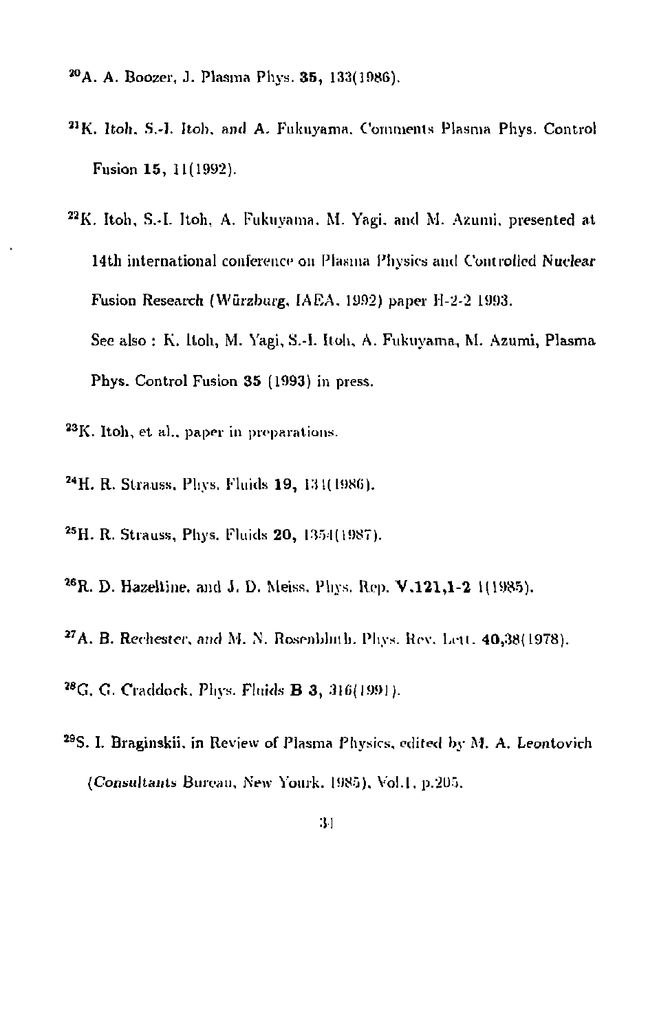[20]A. A. Boozer, J. Plasma Phys. **35**, 133(1986).

[21]K. Itoh, S.-I. Itoh, and A. Fukuyama, Comments Plasma Phys. Control Fusion **15**, 11(1992).

[22]K. Itoh, S.-I. Itoh, A. Fukuyama, M. Yagi, and M. Azumi, presented at 14th international conference on Plasma Physics and Controlled Nuclear Fusion Research (Würzburg, IAEA, 1992) paper H-2-2 1993.
See also : K. Itoh, M. Yagi, S.-I. Itoh, A. Fukuyama, M. Azumi, Plasma Phys. Control Fusion **35** (1993) in press.

[23]K. Itoh, et al., paper in preparations.

[24]H. R. Strauss, Phys. Fluids **19**, 134(1986).

[25]H. R. Strauss, Phys. Fluids **20**, 1354(1987).

[26]R. D. Hazeltine, and J. D. Meiss, Phys. Rep. **V.121,1-2** 1(1985).

[27]A. B. Rechester, and M. N. Rosenbluth, Phys. Rev. Lett. **40**,38(1978).

[28]G. G. Craddock, Phys. Fluids **B 3**, 316(1991).

[29]S. I. Braginskii, in Review of Plasma Physics, edited by M. A. Leontovich (*Consultants* Bureau, New Yourk, 1985), Vol.1, p.205.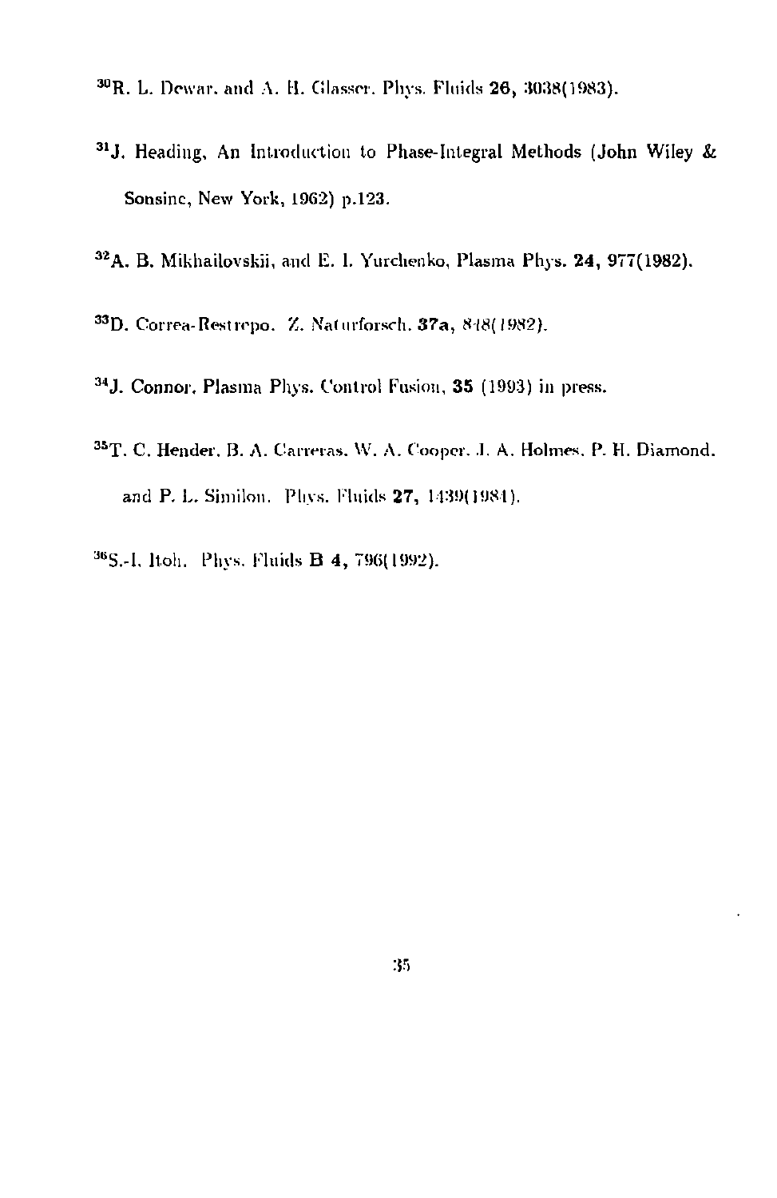[30] R. L. Dewar, and A. H. Glasser, Phys. Fluids **26**, 3038(1983).

[31] J. Heading, An Introduction to Phase-Integral Methods (John Wiley & Sonsinc, New York, 1962) p.123.

[32] A. B. Mikhailovskii, and E. I. Yurchenko, Plasma Phys. **24**, 977(1982).

[33] D. Correa-Restrepo, Z. Naturforsch. **37a**, 848(1982).

[34] J. Connor, Plasma Phys. Control Fusion, **35** (1993) in press.

[35] T. C. Hender, B. A. Carreras, W. A. Cooper, J. A. Holmes, P. H. Diamond, and P. L. Similon, Phys. Fluids **27**, 1439(1984).

[36] S.-I. Itoh, Phys. Fluids **B 4**, 796(1992).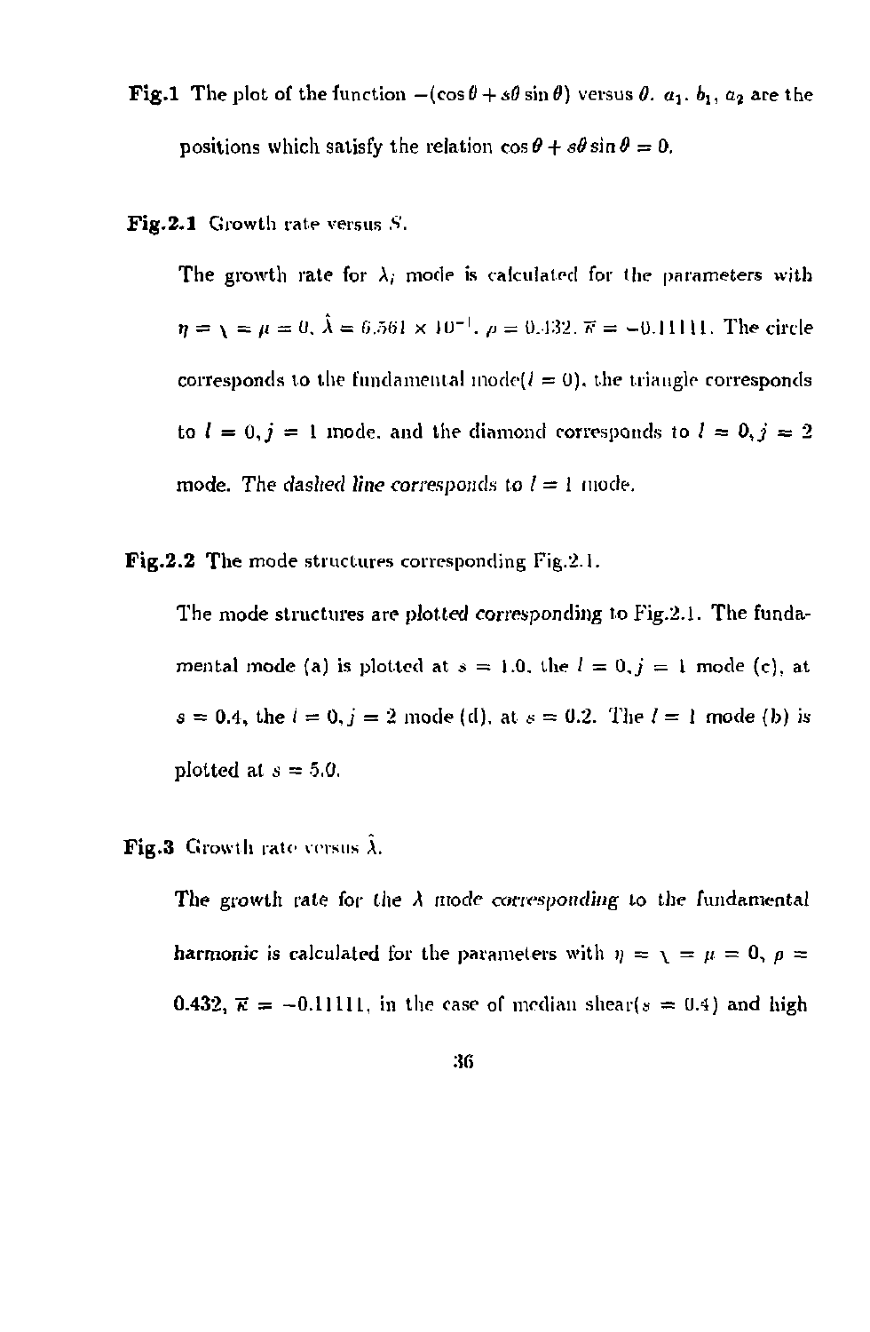**Fig.1** The plot of the function $-(\cos\theta + s\theta\sin\theta)$ versus $\theta$. $a_1$, $b_1$, $a_2$ are the positions which satisfy the relation $\cos\theta + s\theta\sin\theta = 0$.

**Fig.2.1** Growth rate versus $S$.

The growth rate for $\lambda_l$ mode is calculated for the parameters with $\eta = \chi = \mu = 0$, $\hat{\lambda} = 6.561 \times 10^{-1}$, $\rho = 0.432$, $\overline{\kappa} = -0.11111$. The circle corresponds to the fundamental mode($l = 0$), the triangle corresponds to $l = 0, j = 1$ mode, and the diamond corresponds to $l = 0, j = 2$ mode. The *dashed line corresponds* to $l = 1$ mode.

**Fig.2.2** The mode structures corresponding Fig.2.1.

The mode structures are plotted corresponding to Fig.2.1. The fundamental mode (a) is plotted at $s = 1.0$, the $l = 0, j = 1$ mode (c), at $s = 0.4$, the $l = 0, j = 2$ mode (d), at $s = 0.2$. The $l = 1$ mode (b) is plotted at $s = 5.0$.

**Fig.3** Growth rate versus $\hat{\lambda}$.

The growth rate for the $\lambda$ mode *corresponding* to the fundamental harmonic is calculated for the parameters with $\eta = \chi = \mu = 0$, $\rho = 0.432$, $\overline{\kappa} = -0.11111$, in the case of median shear($s = 0.4$) and high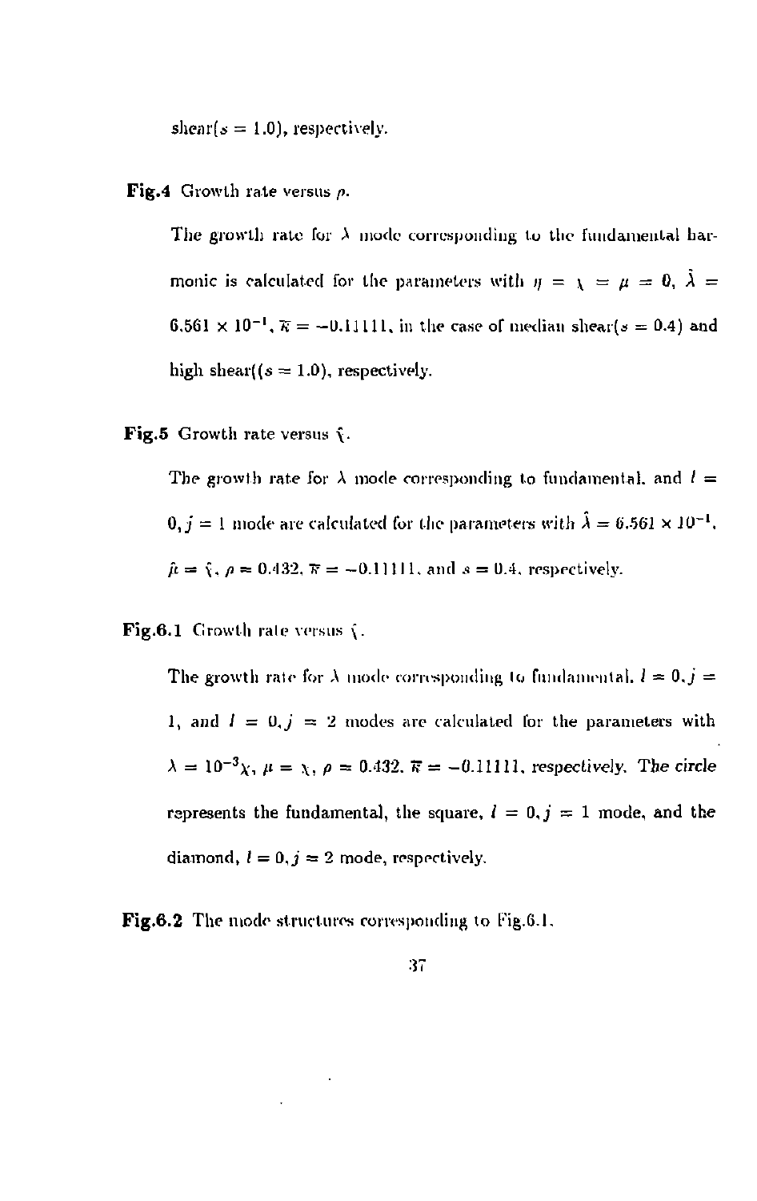shear($s = 1.0$), respectively.

**Fig.4** Growth rate versus $\rho$.

The growth rate for $\lambda$ mode corresponding to the fundamental harmonic is calculated for the parameters with $\eta = \chi = \mu = 0$, $\hat{\lambda} = 6.561 \times 10^{-1}$, $\overline{\kappa} = -0.11111$, in the case of median shear($s = 0.4$) and high shear(($s = 1.0$), respectively.

**Fig.5** Growth rate versus $\hat{\chi}$.

The growth rate for $\lambda$ mode corresponding to fundamental, and $l = 0, j = 1$ mode are calculated for the parameters with $\hat{\lambda} = 6.561 \times 10^{-1}$, $\hat{\mu} = \hat{\chi}$, $\rho = 0.432$, $\overline{\kappa} = -0.11111$, and $s = 0.4$, respectively.

**Fig.6.1** Growth rate versus $\hat{\chi}$.

The growth rate for $\lambda$ mode corresponding to fundamental, $l = 0, j = 1$, and $l = 0, j = 2$ modes are calculated for the parameters with $\lambda = 10^{-3}\chi$, $\mu = \chi$, $\rho = 0.432$, $\overline{\kappa} = -0.11111$, respectively. The circle represents the fundamental, the square, $l = 0, j = 1$ mode, and the diamond, $l = 0, j = 2$ mode, respectively.

**Fig.6.2** The mode structures corresponding to Fig.6.1.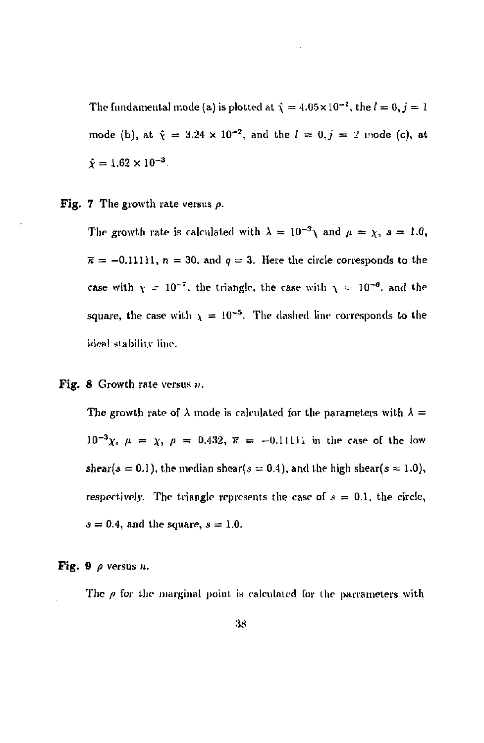The fundamental mode (a) is plotted at $\hat{\chi} = 4.05 \times 10^{-1}$, the $l = 0, j = 1$ mode (b), at $\hat{\chi} = 3.24 \times 10^{-2}$, and the $l = 0, j = 2$ mode (c), at $\hat{\chi} = 1.62 \times 10^{-3}$.

**Fig. 7** The growth rate versus $\rho$.

The growth rate is calculated with $\lambda = 10^{-3}\chi$ and $\mu = \chi$, $s = 1.0$, $\overline{\kappa} = -0.11111$, $n = 30$, and $q = 3$. Here the circle corresponds to the case with $\chi = 10^{-7}$, the triangle, the case with $\chi = 10^{-6}$, and the square, the case with $\chi = 10^{-5}$. The dashed line corresponds to the ideal stability line.

**Fig. 8** Growth rate versus $n$.

The growth rate of $\lambda$ mode is calculated for the parameters with $\lambda = 10^{-3}\chi$, $\mu = \chi$, $\rho = 0.432$, $\overline{\kappa} = -0.11111$ in the case of the low shear($s = 0.1$), the median shear($s = 0.4$), and the high shear($s = 1.0$), respectively. The triangle represents the case of $s = 0.1$, the circle, $s = 0.4$, and the square, $s = 1.0$.

**Fig. 9** $\rho$ versus $n$.

The $\rho$ for the marginal point is calculated for the parrameters with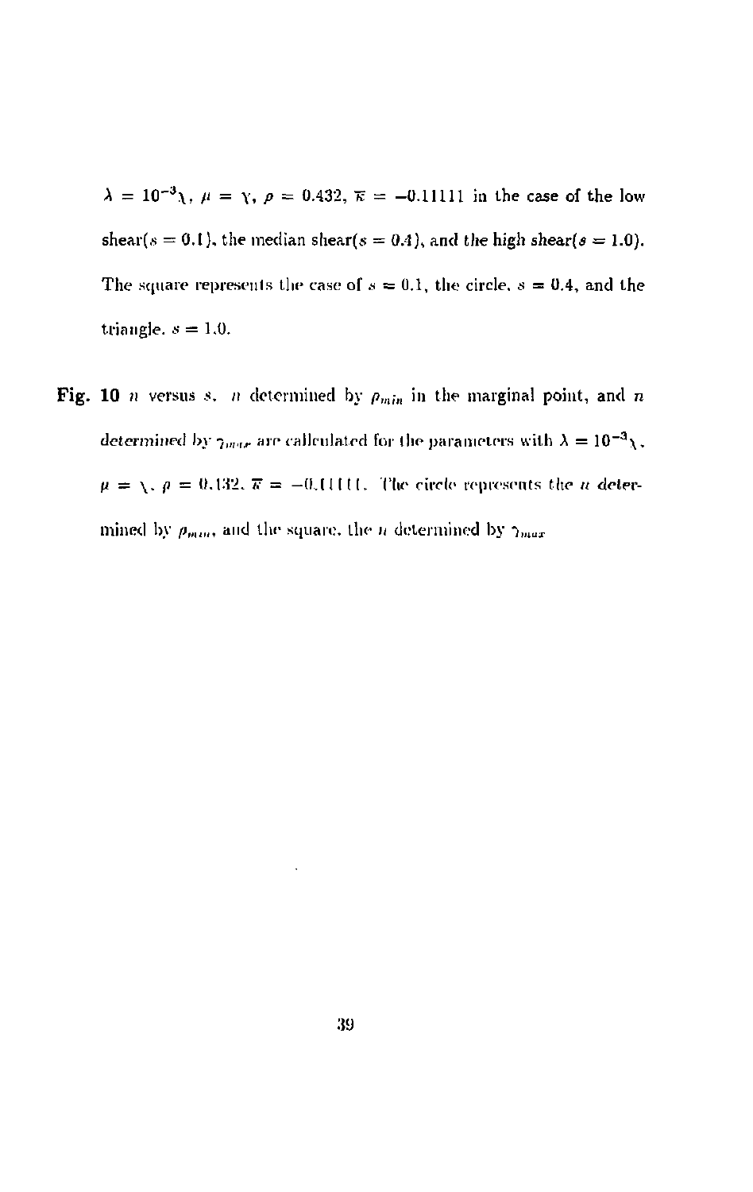$\lambda = 10^{-3}\chi$, $\mu = \chi$, $\rho = 0.432$, $\overline{\kappa} = -0.11111$ in the case of the low shear($s = 0.1$), the median shear($s = 0.4$), and the high shear($s = 1.0$). The square represents the case of $s = 0.1$, the circle, $s = 0.4$, and the triangle, $s = 1.0$.

**Fig. 10** $n$ versus $s$. $n$ determined by $\rho_{min}$ in the marginal point, and $n$ determined by $\gamma_{max}$ are callculated for the parameters with $\lambda = 10^{-3}\chi$, $\mu = \chi$, $\rho = 0.432$, $\overline{\kappa} = -0.11111$. The circle represents the $n$ determined by $\rho_{min}$, and the square, the $n$ determined by $\gamma_{max}$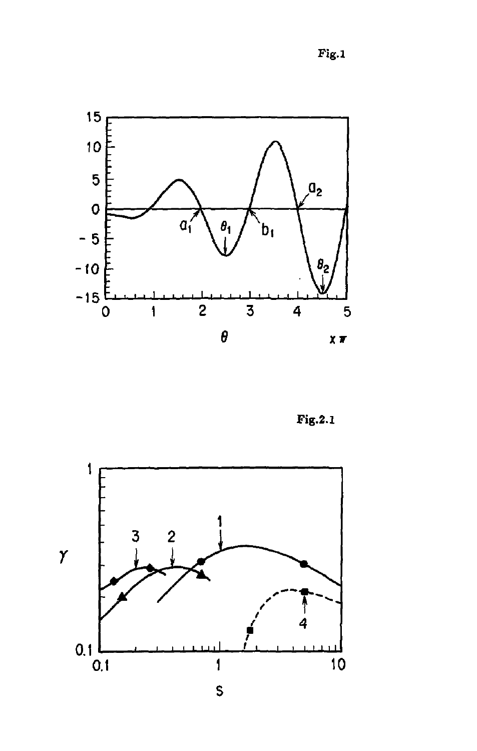Fig.1

Fig.2.1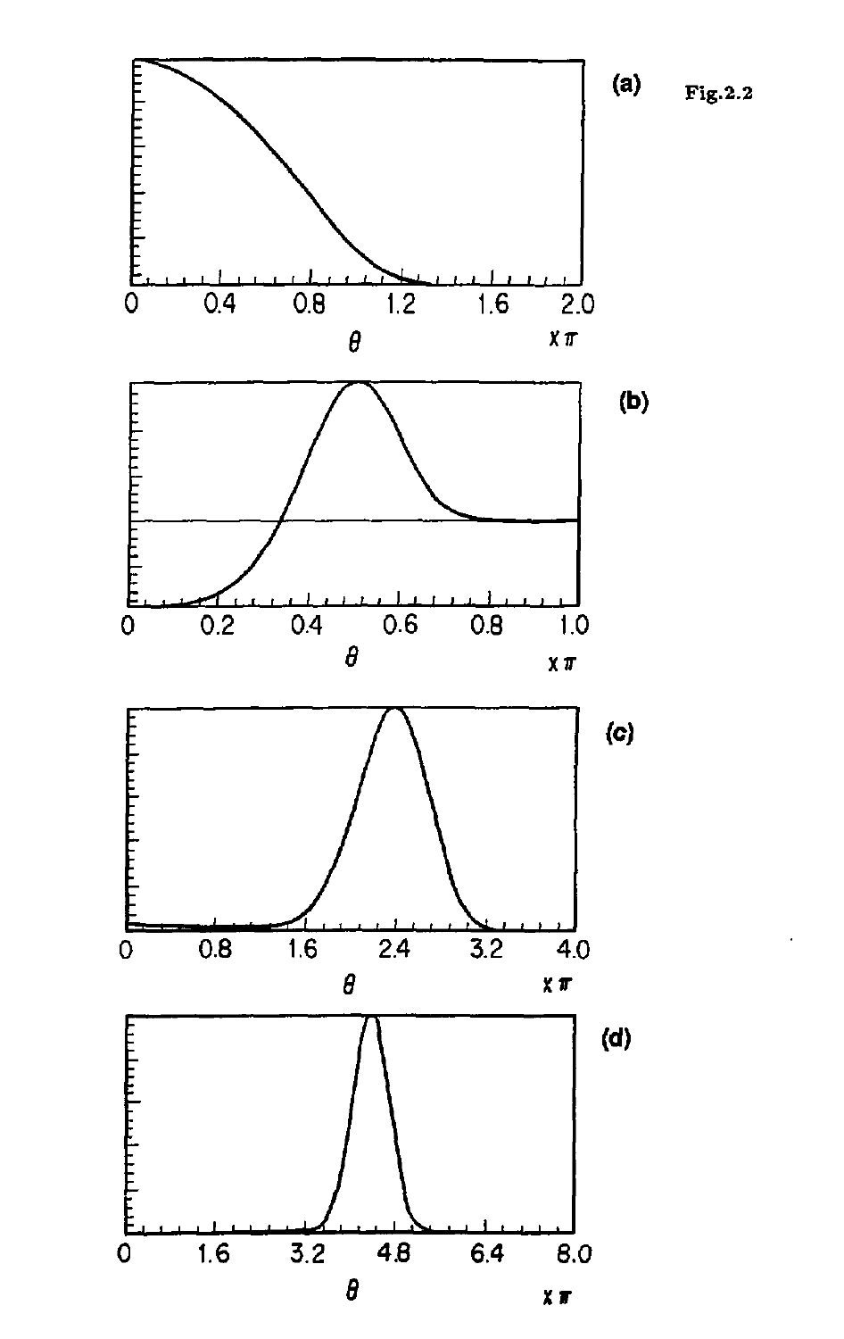Fig.2.2

(a)

(b)

(c)

(d)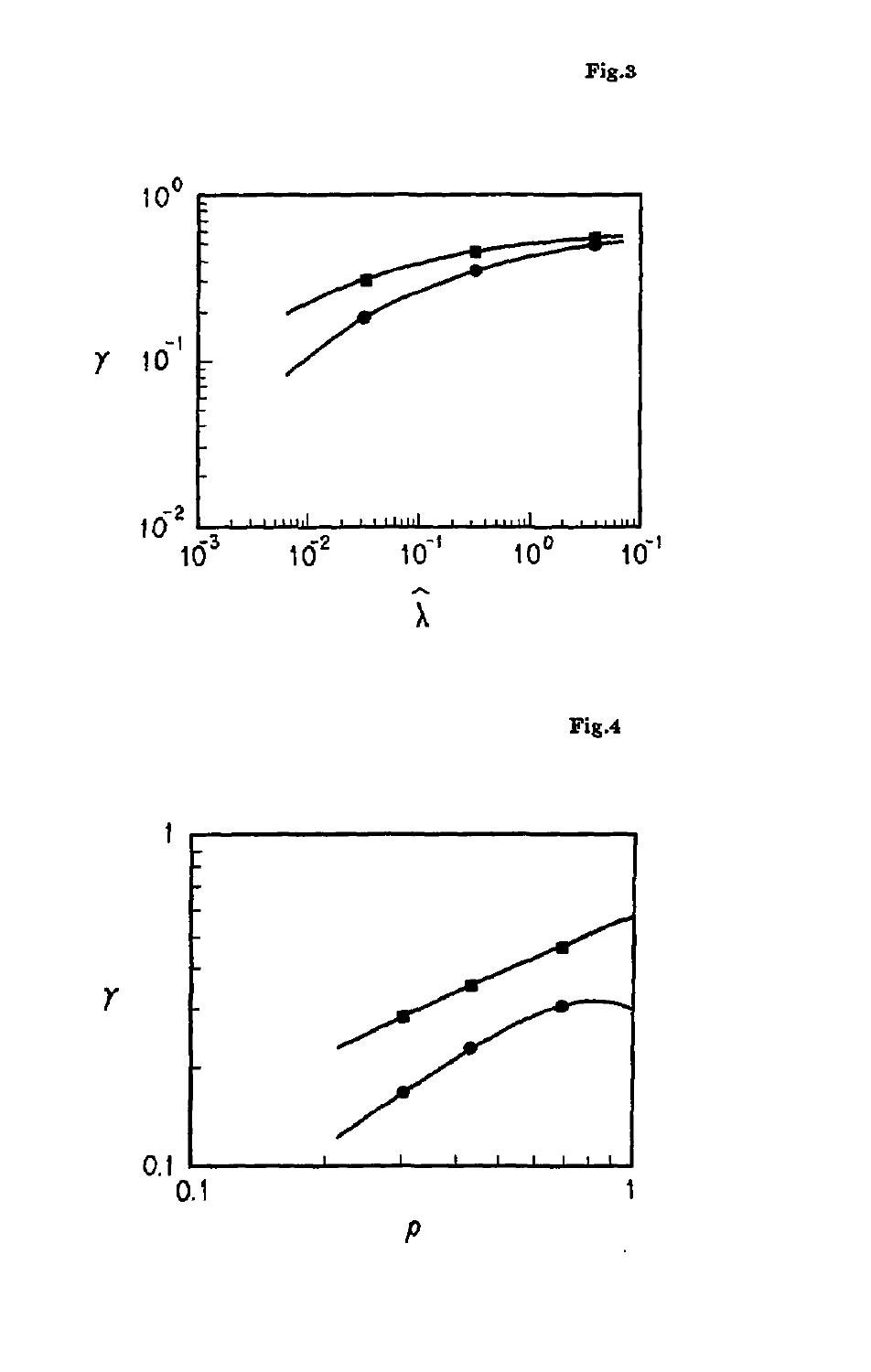Fig.3

Fig.4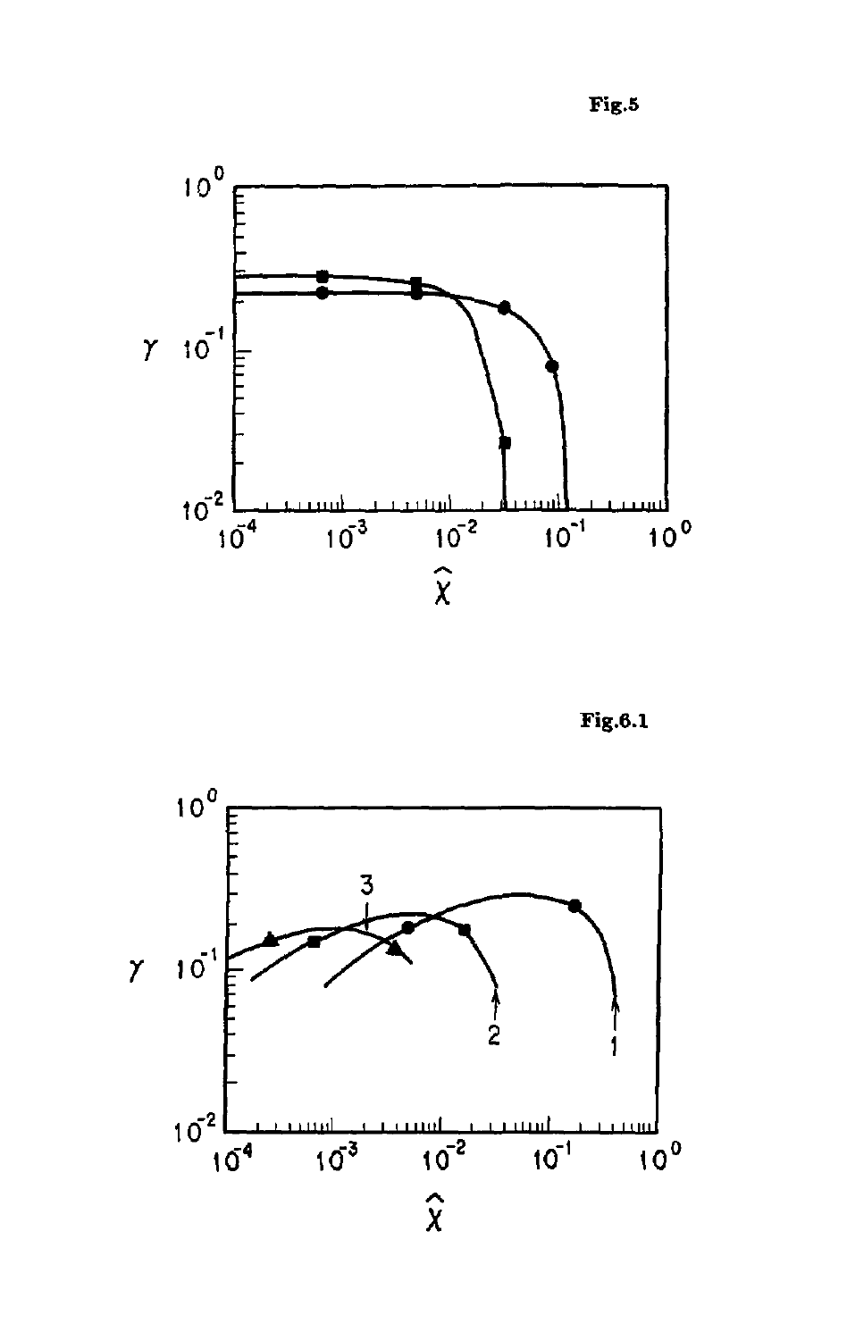Fig.5

Fig.6.1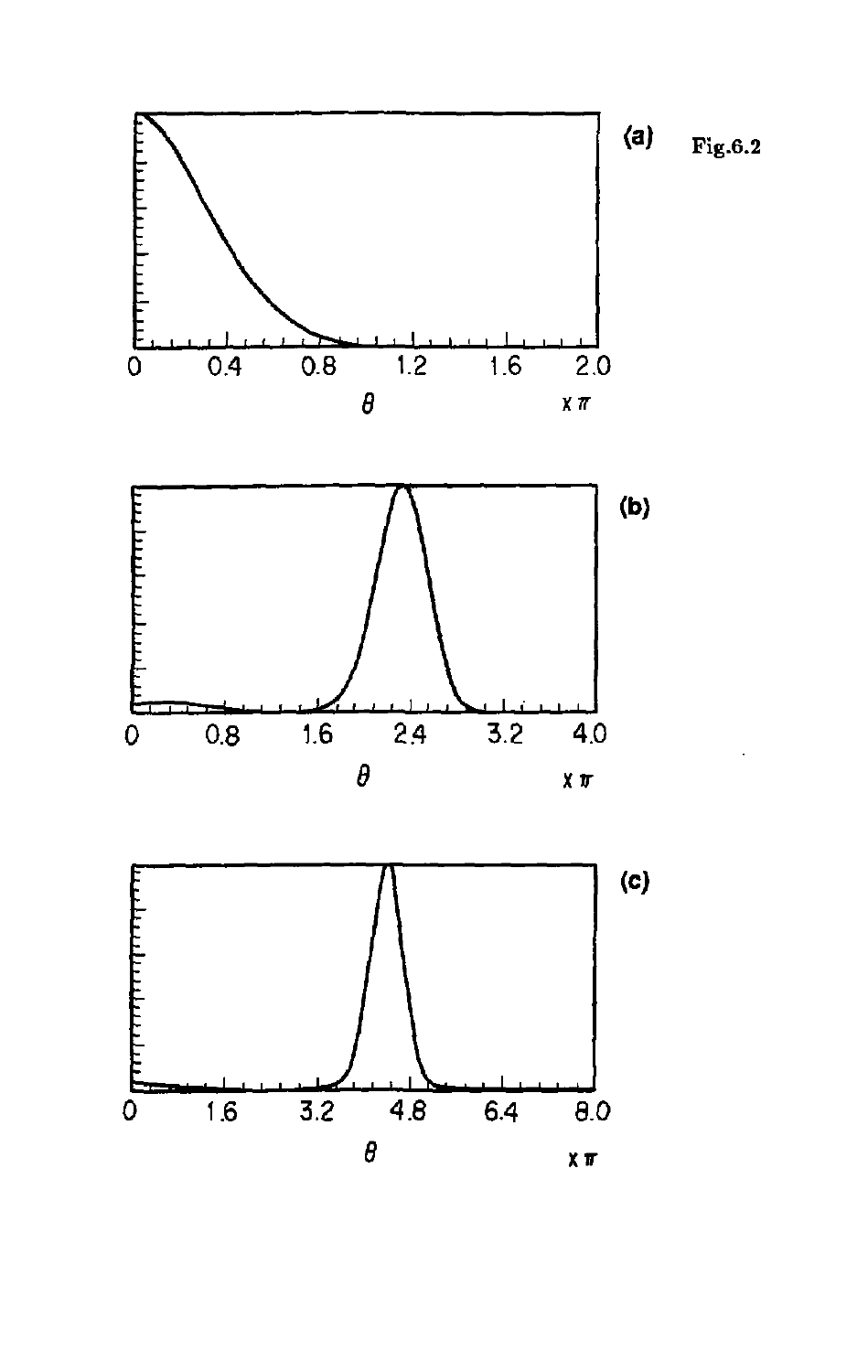Fig.6.2

(a)

0 0.4 0.8 1.2 1.6 2.0

$\theta$ $\times\pi$

(b)

0 0.8 1.6 2.4 3.2 4.0

$\theta$ $\times\pi$

(c)

0 1.6 3.2 4.8 6.4 8.0

$\theta$ $\times\pi$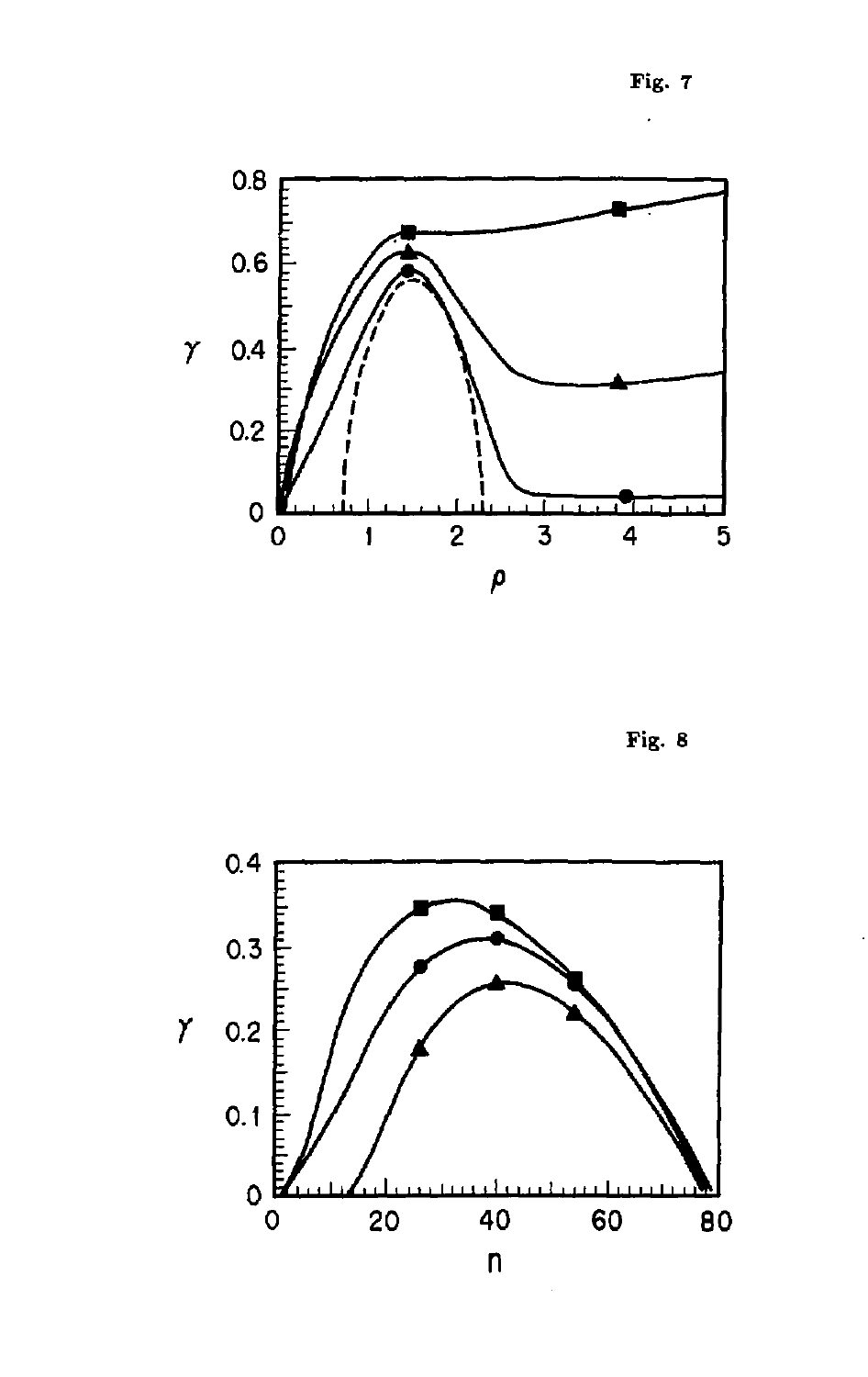Fig. 7

Fig. 8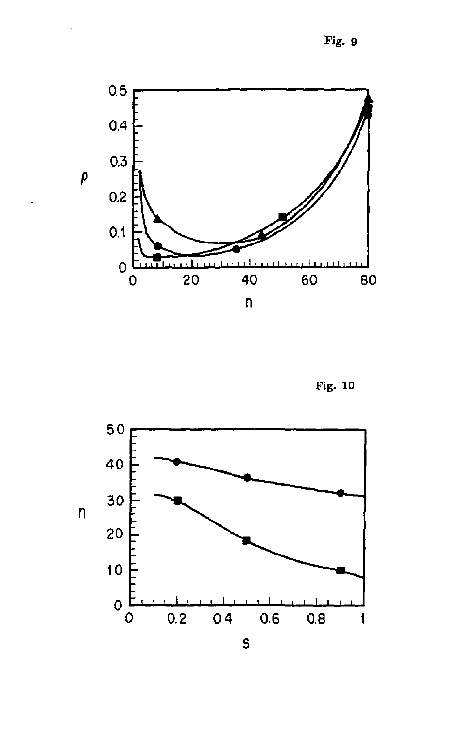Fig. 9

Fig. 10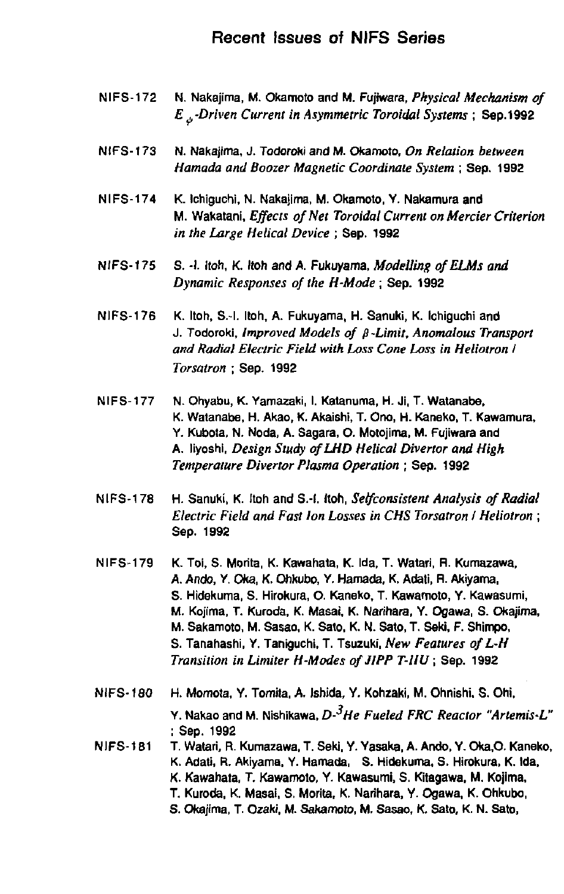# Recent Issues of NIFS Series

NIFS-172 N. Nakajima, M. Okamoto and M. Fujiwara, *Physical Mechanism of $E_\psi$-Driven Current in Asymmetric Toroidal Systems* ; Sep.1992

NIFS-173 N. Nakajima, J. Todoroki and M. Okamoto, *On Relation between Hamada and Boozer Magnetic Coordinate System* ; Sep. 1992

NIFS-174 K. Ichiguchi, N. Nakajima, M. Okamoto, Y. Nakamura and M. Wakatani, *Effects of Net Toroidal Current on Mercier Criterion in the Large Helical Device* ; Sep. 1992

NIFS-175 S. -I. Itoh, K. Itoh and A. Fukuyama, *Modelling of ELMs and Dynamic Responses of the H-Mode* ; Sep. 1992

NIFS-176 K. Itoh, S.-I. Itoh, A. Fukuyama, H. Sanuki, K. Ichiguchi and J. Todoroki, *Improved Models of $\beta$-Limit, Anomalous Transport and Radial Electric Field with Loss Cone Loss in Heliotron / Torsatron* ; Sep. 1992

NIFS-177 N. Ohyabu, K. Yamazaki, I. Katanuma, H. Ji, T. Watanabe, K. Watanabe, H. Akao, K. Akaishi, T. Ono, H. Kaneko, T. Kawamura, Y. Kubota, N. Noda, A. Sagara, O. Motojima, M. Fujiwara and A. Iiyoshi, *Design Study of LHD Helical Divertor and High Temperature Divertor Plasma Operation* ; Sep. 1992

NIFS-178 H. Sanuki, K. Itoh and S.-I. Itoh, *Selfconsistent Analysis of Radial Electric Field and Fast Ion Losses in CHS Torsatron / Heliotron* ; Sep. 1992

NIFS-179 K. Toi, S. Morita, K. Kawahata, K. Ida, T. Watari, R. Kumazawa, A. Ando, Y. Oka, K. Ohkubo, Y. Hamada, K. Adati, R. Akiyama, S. Hidekuma, S. Hirokura, O. Kaneko, T. Kawamoto, Y. Kawasumi, M. Kojima, T. Kuroda, K. Masai, K. Narihara, Y. Ogawa, S. Okajima, M. Sakamoto, M. Sasao, K. Sato, K. N. Sato, T. Seki, F. Shimpo, S. Tanahashi, Y. Taniguchi, T. Tsuzuki, *New Features of L-H Transition in Limiter H-Modes of JIPP T-IIU* ; Sep. 1992

NIFS-180 H. Momota, Y. Tomita, A. Ishida, Y. Kohzaki, M. Ohnishi, S. Ohi, Y. Nakao and M. Nishikawa, *D-$^3$He Fueled FRC Reactor "Artemis-L"* ; Sep. 1992

NIFS-181 T. Watari, R. Kumazawa, T. Seki, Y. Yasaka, A. Ando, Y. Oka, O. Kaneko, K. Adati, R. Akiyama, Y. Hamada, S. Hidekuma, S. Hirokura, K. Ida, K. Kawahata, T. Kawamoto, Y. Kawasumi, S. Kitagawa, M. Kojima, T. Kuroda, K. Masai, S. Morita, K. Narihara, Y. Ogawa, K. Ohkubo, S. Okajima, T. Ozaki, M. Sakamoto, M. Sasao, K. Sato, K. N. Sato,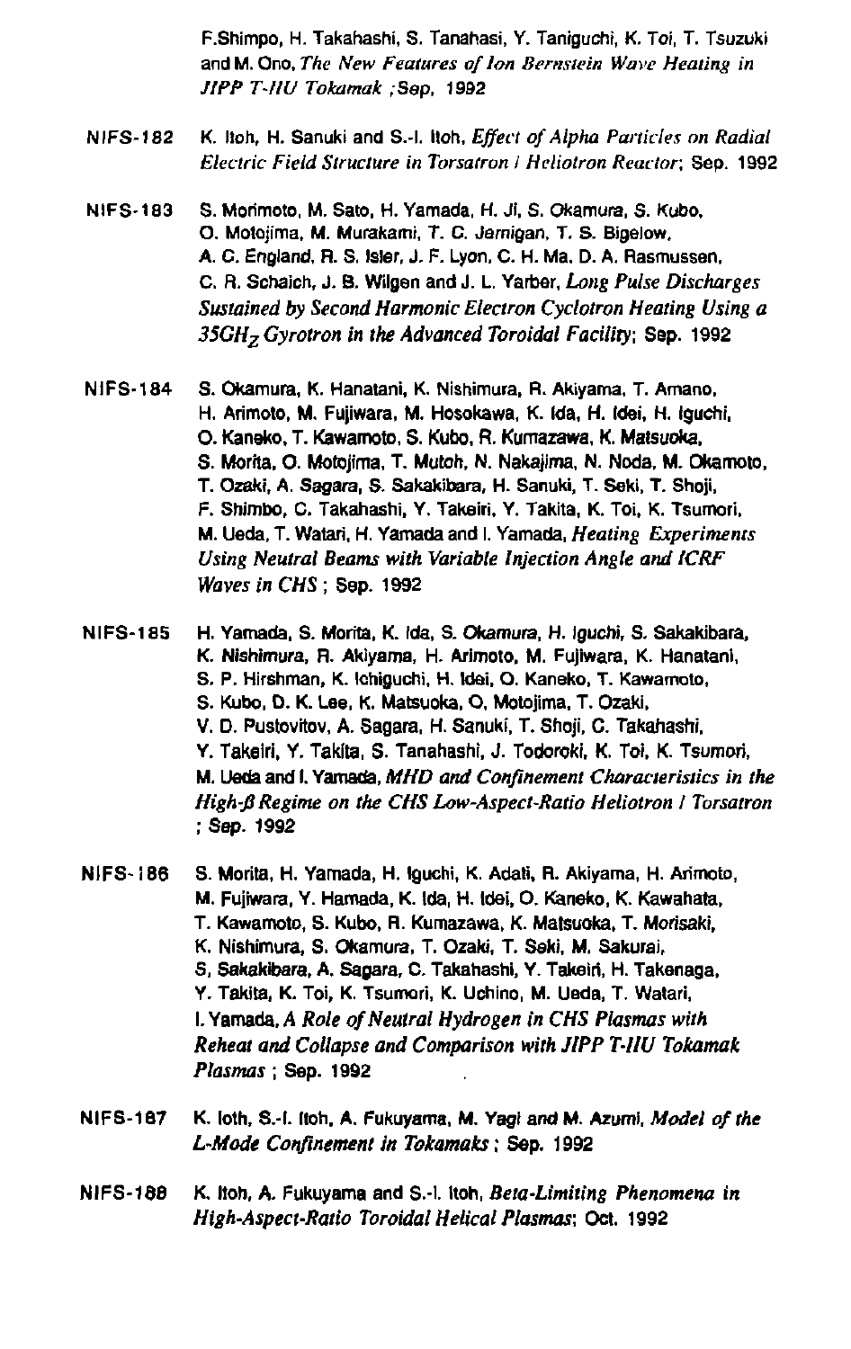F.Shimpo, H. Takahashi, S. Tanahasi, Y. Taniguchi, K. Toi, T. Tsuzuki and M. Ono, *The New Features of Ion Bernstein Wave Heating in JIPP T-IIU Tokamak* ; Sep, 1992

NIFS-182 K. Itoh, H. Sanuki and S.-I. Itoh, *Effect of Alpha Particles on Radial Electric Field Structure in Torsatron / Heliotron Reactor*; Sep. 1992

NIFS-183 S. Morimoto, M. Sato, H. Yamada, H. Ji, S. Okamura, S. Kubo, O. Motojima, M. Murakami, T. C. Jernigan, T. S. Bigelow, A. C. England, R. S. Isler, J. F. Lyon, C. H. Ma, D. A. Rasmussen, C. R. Schaich, J. B. Wilgen and J. L. Yarber, *Long Pulse Discharges Sustained by Second Harmonic Electron Cyclotron Heating Using a 35GH$_Z$ Gyrotron in the Advanced Toroidal Facility*; Sep. 1992

NIFS-184 S. Okamura, K. Hanatani, K. Nishimura, R. Akiyama, T. Amano, H. Arimoto, M. Fujiwara, M. Hosokawa, K. Ida, H. Idei, H. Iguchi, O. Kaneko, T. Kawamoto, S. Kubo, R. Kumazawa, K. Matsuoka, S. Morita, O. Motojima, T. Mutoh, N. Nakajima, N. Noda, M. Okamoto, T. Ozaki, A. Sagara, S. Sakakibara, H. Sanuki, T. Seki, T. Shoji, F. Shimbo, C. Takahashi, Y. Takeiri, Y. Takita, K. Toi, K. Tsumori, M. Ueda, T. Watari, H. Yamada and I. Yamada, *Heating Experiments Using Neutral Beams with Variable Injection Angle and ICRF Waves in CHS* ; Sep. 1992

NIFS-185 H. Yamada, S. Morita, K. Ida, S. Okamura, H. Iguchi, S. Sakakibara, K. Nishimura, R. Akiyama, H. Arimoto, M. Fujiwara, K. Hanatani, S. P. Hirshman, K. Ichiguchi, H. Idei, O. Kaneko, T. Kawamoto, S. Kubo, D. K. Lee, K. Matsuoka, O, Motojima, T. Ozaki, V. D. Pustovitov, A. Sagara, H. Sanuki, T. Shoji, C. Takahashi, Y. Takeiri, Y. Takita, S. Tanahashi, J. Todoroki, K. Toi, K. Tsumori, M. Ueda and I. Yamada, *MHD and Confinement Characteristics in the High-β Regime on the CHS Low-Aspect-Ratio Heliotron / Torsatron* ; Sep. 1992

NIFS-186 S. Morita, H. Yamada, H. Iguchi, K. Adati, R. Akiyama, H. Arimoto, M. Fujiwara, Y. Hamada, K. Ida, H. Idei, O. Kaneko, K. Kawahata, T. Kawamoto, S. Kubo, R. Kumazawa, K. Matsuoka, T. Morisaki, K. Nishimura, S. Okamura, T. Ozaki, T. Seki, M. Sakurai, S, Sakakibara, A. Sagara, C. Takahashi, Y. Takeiri, H. Takenaga, Y. Takita, K. Toi, K. Tsumori, K. Uchino, M. Ueda, T. Watari, I. Yamada, *A Role of Neutral Hydrogen in CHS Plasmas with Reheat and Collapse and Comparison with JIPP T-IIU Tokamak Plasmas* ; Sep. 1992

NIFS-187 K. Ioth, S.-I. Itoh, A. Fukuyama, M. Yagi and M. Azumi, *Model of the L-Mode Confinement in Tokamaks* ; Sep. 1992

NIFS-188 K. Itoh, A. Fukuyama and S.-I. Itoh, *Beta-Limiting Phenomena in High-Aspect-Ratio Toroidal Helical Plasmas*; Oct. 1992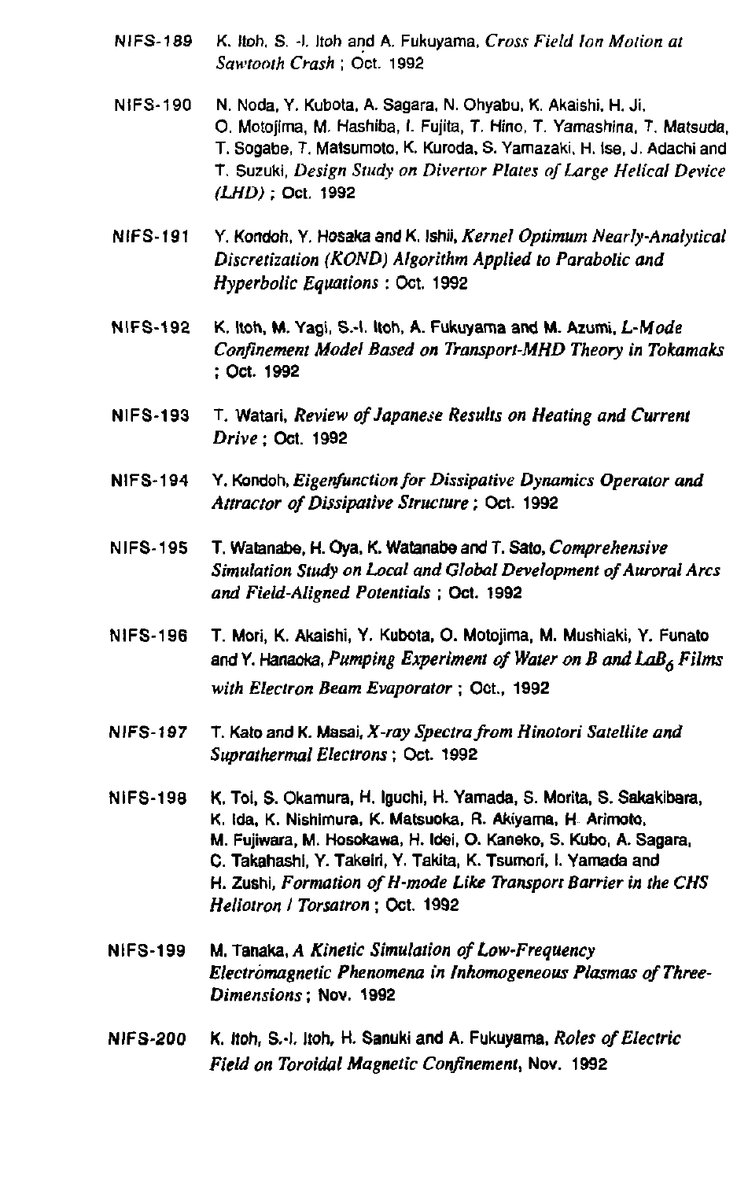NIFS-189 K. Itoh, S. -I. Itoh and A. Fukuyama, *Cross Field Ion Motion at Sawtooth Crash* ; Oct. 1992

NIFS-190 N. Noda, Y. Kubota, A. Sagara, N. Ohyabu, K. Akaishi, H. Ji, O. Motojima, M. Hashiba, I. Fujita, T. Hino, T. Yamashina, T. Matsuda, T. Sogabe, T. Matsumoto, K. Kuroda, S. Yamazaki, H. Ise, J. Adachi and T. Suzuki, *Design Study on Divertor Plates of Large Helical Device (LHD)* ; Oct. 1992

NIFS-191 Y. Kondoh, Y. Hosaka and K. Ishii, *Kernel Optimum Nearly-Analytical Discretization (KOND) Algorithm Applied to Parabolic and Hyperbolic Equations* : Oct. 1992

NIFS-192 K. Itoh, M. Yagi, S.-I. Itoh, A. Fukuyama and M. Azumi, *L-Mode Confinement Model Based on Transport-MHD Theory in Tokamaks* ; Oct. 1992

NIFS-193 T. Watari, *Review of Japanese Results on Heating and Current Drive* ; Oct. 1992

NIFS-194 Y. Kondoh, *Eigenfunction for Dissipative Dynamics Operator and Attractor of Dissipative Structure* ; Oct. 1992

NIFS-195 T. Watanabe, H. Oya, K. Watanabe and T. Sato, *Comprehensive Simulation Study on Local and Global Development of Auroral Arcs and Field-Aligned Potentials* ; Oct. 1992

NIFS-196 T. Mori, K. Akaishi, Y. Kubota, O. Motojima, M. Mushiaki, Y. Funato and Y. Hanaoka, *Pumping Experiment of Water on B and $LaB_6$ Films with Electron Beam Evaporator* ; Oct., 1992

NIFS-197 T. Kato and K. Masai, *X-ray Spectra from Hinotori Satellite and Suprathermal Electrons* ; Oct. 1992

NIFS-198 K. Toi, S. Okamura, H. Iguchi, H. Yamada, S. Morita, S. Sakakibara, K. Ida, K. Nishimura, K. Matsuoka, R. Akiyama, H. Arimoto, M. Fujiwara, M. Hosokawa, H. Idei, O. Kaneko, S. Kubo, A. Sagara, C. Takahashi, Y. Takeiri, Y. Takita, K. Tsumori, I. Yamada and H. Zushi, *Formation of H-mode Like Transport Barrier in the CHS Heliotron / Torsatron* ; Oct. 1992

NIFS-199 M. Tanaka, *A Kinetic Simulation of Low-Frequency Electromagnetic Phenomena in Inhomogeneous Plasmas of Three-Dimensions* ; Nov. 1992

NIFS-200 K. Itoh, S.-I. Itoh, H. Sanuki and A. Fukuyama, *Roles of Electric Field on Toroidal Magnetic Confinement*, Nov. 1992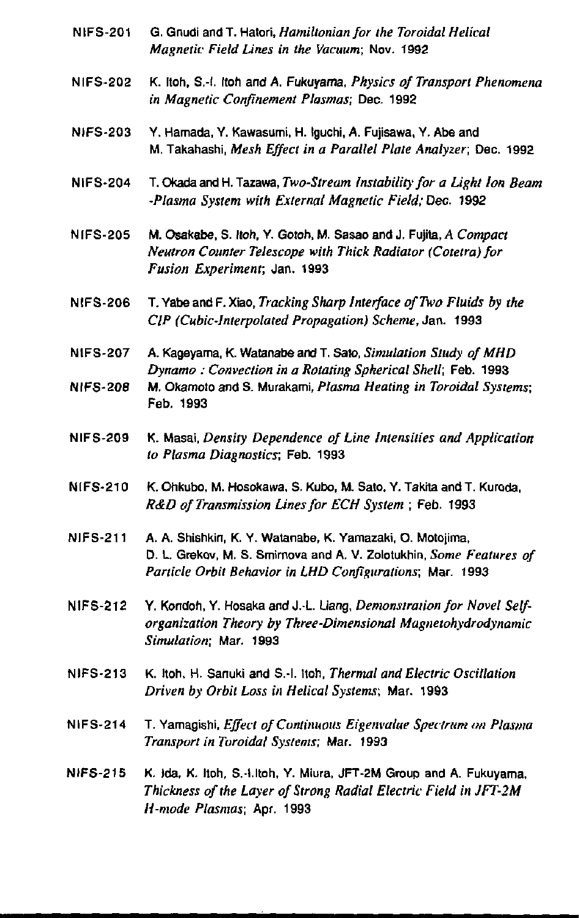NIFS-201 G. Gnudi and T. Hatori, *Hamiltonian for the Toroidal Helical Magnetic Field Lines in the Vacuum*; Nov. 1992

NIFS-202 K. Itoh, S.-I. Itoh and A. Fukuyama, *Physics of Transport Phenomena in Magnetic Confinement Plasmas*; Dec. 1992

NIFS-203 Y. Hamada, Y. Kawasumi, H. Iguchi, A. Fujisawa, Y. Abe and M. Takahashi, *Mesh Effect in a Parallel Plate Analyzer*; Dec. 1992

NIFS-204 T. Okada and H. Tazawa, *Two-Stream Instability for a Light Ion Beam -Plasma System with External Magnetic Field*; Dec. 1992

NIFS-205 M. Osakabe, S. Itoh, Y. Gotoh, M. Sasao and J. Fujita, *A Compact Neutron Counter Telescope with Thick Radiator (Cotetra) for Fusion Experiment*; Jan. 1993

NIFS-206 T. Yabe and F. Xiao, *Tracking Sharp Interface of Two Fluids by the CIP (Cubic-Interpolated Propagation) Scheme*, Jan. 1993

NIFS-207 A. Kageyama, K. Watanabe and T. Sato, *Simulation Study of MHD Dynamo : Convection in a Rotating Spherical Shell*; Feb. 1993

NIFS-208 M. Okamoto and S. Murakami, *Plasma Heating in Toroidal Systems*; Feb. 1993

NIFS-209 K. Masai, *Density Dependence of Line Intensities and Application to Plasma Diagnostics*; Feb. 1993

NIFS-210 K. Ohkubo, M. Hosokawa, S. Kubo, M. Sato, Y. Takita and T. Kuroda, *R&D of Transmission Lines for ECH System* ; Feb. 1993

NIFS-211 A. A. Shishkin, K. Y. Watanabe, K. Yamazaki, O. Motojima, D. L. Grekov, M. S. Smirnova and A. V. Zolotukhin, *Some Features of Particle Orbit Behavior in LHD Configurations*; Mar. 1993

NIFS-212 Y. Kondoh, Y. Hosaka and J.-L. Liang, *Demonstration for Novel Self-organization Theory by Three-Dimensional Magnetohydrodynamic Simulation*; Mar. 1993

NIFS-213 K. Itoh, H. Sanuki and S.-I. Itoh, *Thermal and Electric Oscillation Driven by Orbit Loss in Helical Systems*; Mar. 1993

NIFS-214 T. Yamagishi, *Effect of Continuous Eigenvalue Spectrum on Plasma Transport in Toroidal Systems*; Mar. 1993

NIFS-215 K. Ida, K. Itoh, S.-I.Itoh, Y. Miura, JFT-2M Group and A. Fukuyama, *Thickness of the Layer of Strong Radial Electric Field in JFT-2M H-mode Plasmas*; Apr. 1993